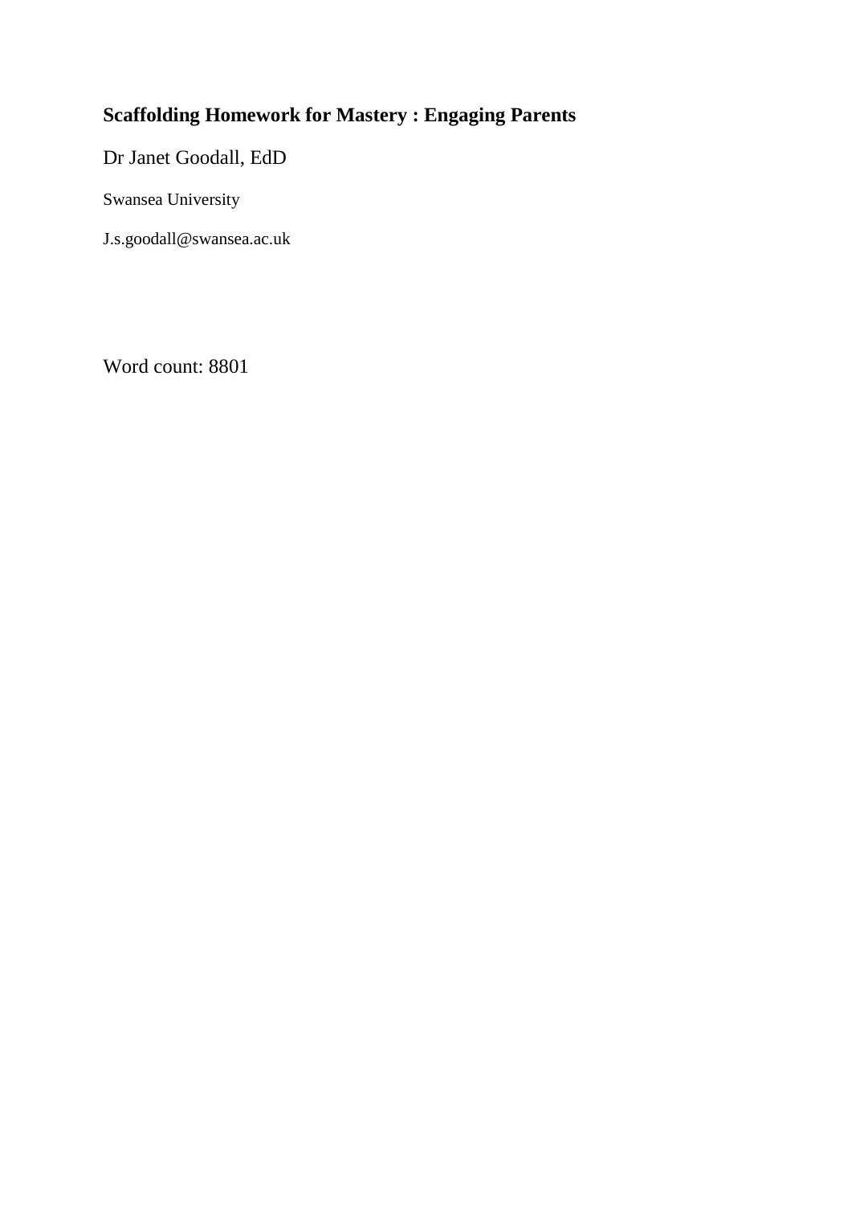# Scaffolding Homework for Mastery : Engaging Parents

Dr Janet Goodall, EdD

Swansea University

J.s.goodall@swansea.ac.uk

Word count: 8801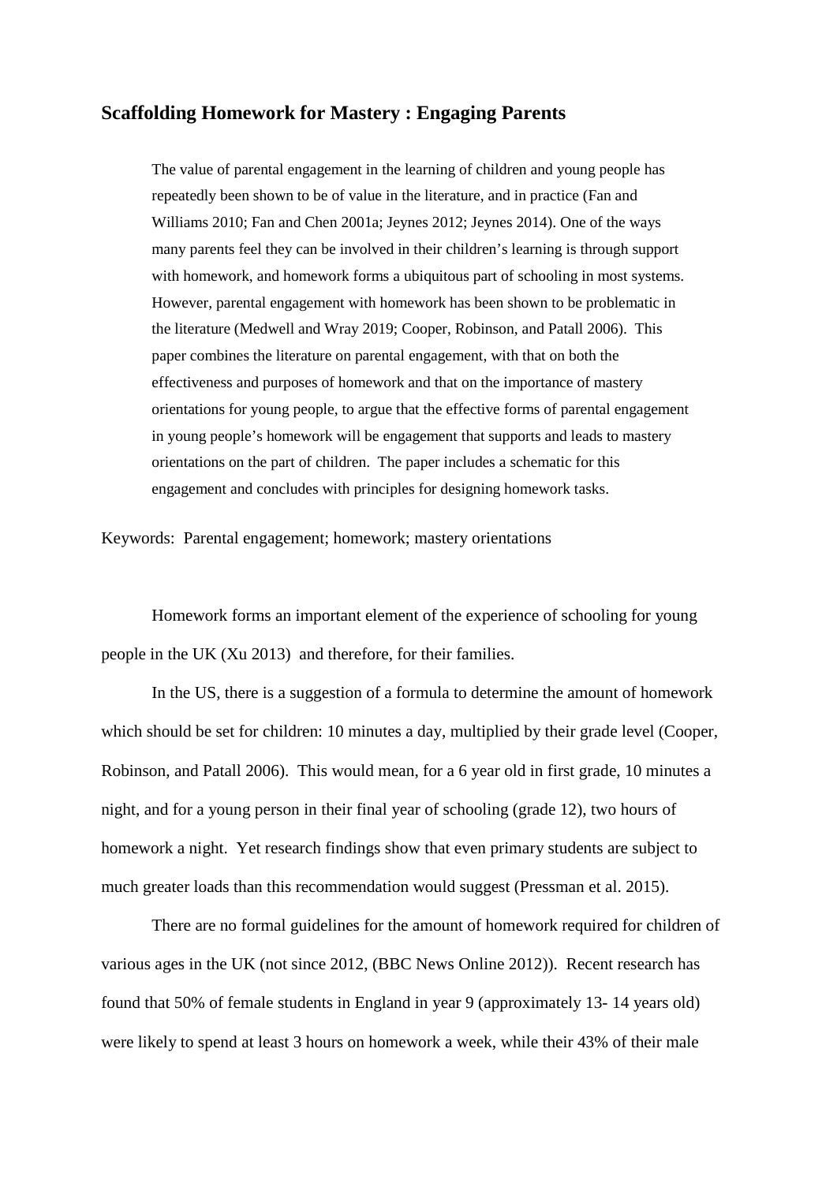## Scaffolding Homework for Mastery : Engaging Parents

> The value of parental engagement in the learning of children and young people has repeatedly been shown to be of value in the literature, and in practice (Fan and Williams 2010; Fan and Chen 2001a; Jeynes 2012; Jeynes 2014). One of the ways many parents feel they can be involved in their children's learning is through support with homework, and homework forms a ubiquitous part of schooling in most systems. However, parental engagement with homework has been shown to be problematic in the literature (Medwell and Wray 2019; Cooper, Robinson, and Patall 2006). This paper combines the literature on parental engagement, with that on both the effectiveness and purposes of homework and that on the importance of mastery orientations for young people, to argue that the effective forms of parental engagement in young people's homework will be engagement that supports and leads to mastery orientations on the part of children. The paper includes a schematic for this engagement and concludes with principles for designing homework tasks.

Keywords: Parental engagement; homework; mastery orientations

Homework forms an important element of the experience of schooling for young people in the UK (Xu 2013) and therefore, for their families.

In the US, there is a suggestion of a formula to determine the amount of homework which should be set for children: 10 minutes a day, multiplied by their grade level (Cooper, Robinson, and Patall 2006). This would mean, for a 6 year old in first grade, 10 minutes a night, and for a young person in their final year of schooling (grade 12), two hours of homework a night. Yet research findings show that even primary students are subject to much greater loads than this recommendation would suggest (Pressman et al. 2015).

There are no formal guidelines for the amount of homework required for children of various ages in the UK (not since 2012, (BBC News Online 2012)). Recent research has found that 50% of female students in England in year 9 (approximately 13- 14 years old) were likely to spend at least 3 hours on homework a week, while their 43% of their male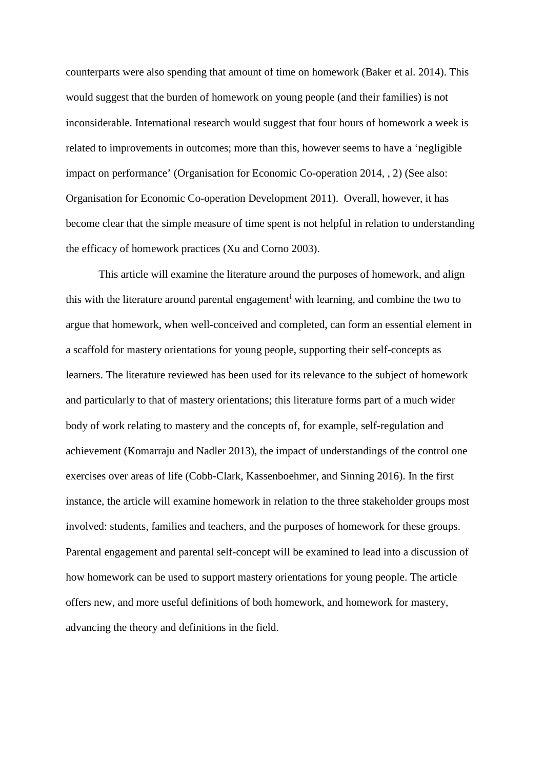counterparts were also spending that amount of time on homework (Baker et al. 2014). This would suggest that the burden of homework on young people (and their families) is not inconsiderable. International research would suggest that four hours of homework a week is related to improvements in outcomes; more than this, however seems to have a 'negligible impact on performance' (Organisation for Economic Co-operation 2014, , 2) (See also: Organisation for Economic Co-operation Development 2011). Overall, however, it has become clear that the simple measure of time spent is not helpful in relation to understanding the efficacy of homework practices (Xu and Corno 2003).

This article will examine the literature around the purposes of homework, and align this with the literature around parental engagement[i] with learning, and combine the two to argue that homework, when well-conceived and completed, can form an essential element in a scaffold for mastery orientations for young people, supporting their self-concepts as learners. The literature reviewed has been used for its relevance to the subject of homework and particularly to that of mastery orientations; this literature forms part of a much wider body of work relating to mastery and the concepts of, for example, self-regulation and achievement (Komarraju and Nadler 2013), the impact of understandings of the control one exercises over areas of life (Cobb-Clark, Kassenboehmer, and Sinning 2016). In the first instance, the article will examine homework in relation to the three stakeholder groups most involved: students, families and teachers, and the purposes of homework for these groups. Parental engagement and parental self-concept will be examined to lead into a discussion of how homework can be used to support mastery orientations for young people. The article offers new, and more useful definitions of both homework, and homework for mastery, advancing the theory and definitions in the field.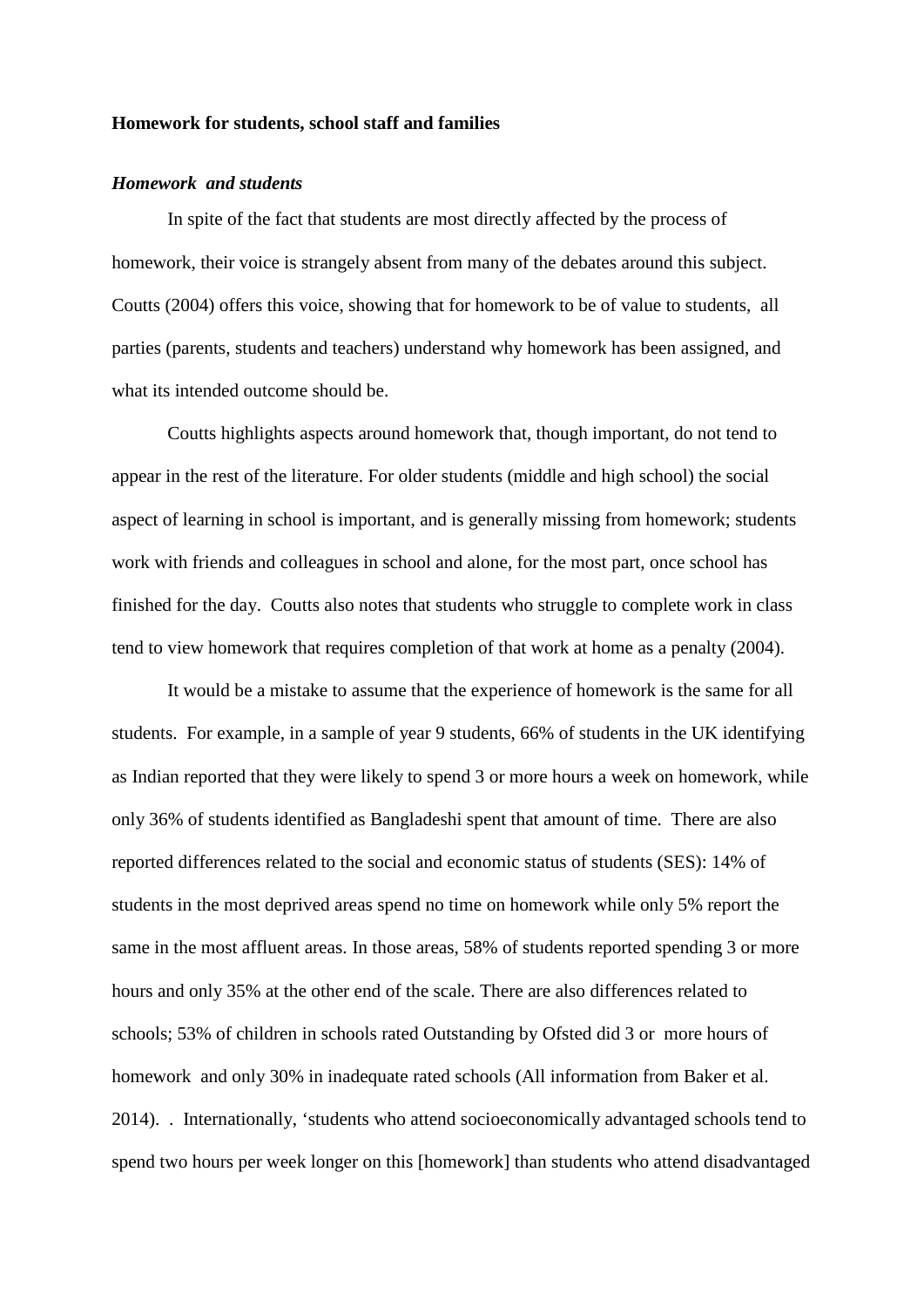**Homework for students, school staff and families**

***Homework and students***

In spite of the fact that students are most directly affected by the process of homework, their voice is strangely absent from many of the debates around this subject. Coutts (2004) offers this voice, showing that for homework to be of value to students, all parties (parents, students and teachers) understand why homework has been assigned, and what its intended outcome should be.

Coutts highlights aspects around homework that, though important, do not tend to appear in the rest of the literature. For older students (middle and high school) the social aspect of learning in school is important, and is generally missing from homework; students work with friends and colleagues in school and alone, for the most part, once school has finished for the day. Coutts also notes that students who struggle to complete work in class tend to view homework that requires completion of that work at home as a penalty (2004).

It would be a mistake to assume that the experience of homework is the same for all students. For example, in a sample of year 9 students, 66% of students in the UK identifying as Indian reported that they were likely to spend 3 or more hours a week on homework, while only 36% of students identified as Bangladeshi spent that amount of time. There are also reported differences related to the social and economic status of students (SES): 14% of students in the most deprived areas spend no time on homework while only 5% report the same in the most affluent areas. In those areas, 58% of students reported spending 3 or more hours and only 35% at the other end of the scale. There are also differences related to schools; 53% of children in schools rated Outstanding by Ofsted did 3 or more hours of homework and only 30% in inadequate rated schools (All information from Baker et al. 2014). . Internationally, 'students who attend socioeconomically advantaged schools tend to spend two hours per week longer on this [homework] than students who attend disadvantaged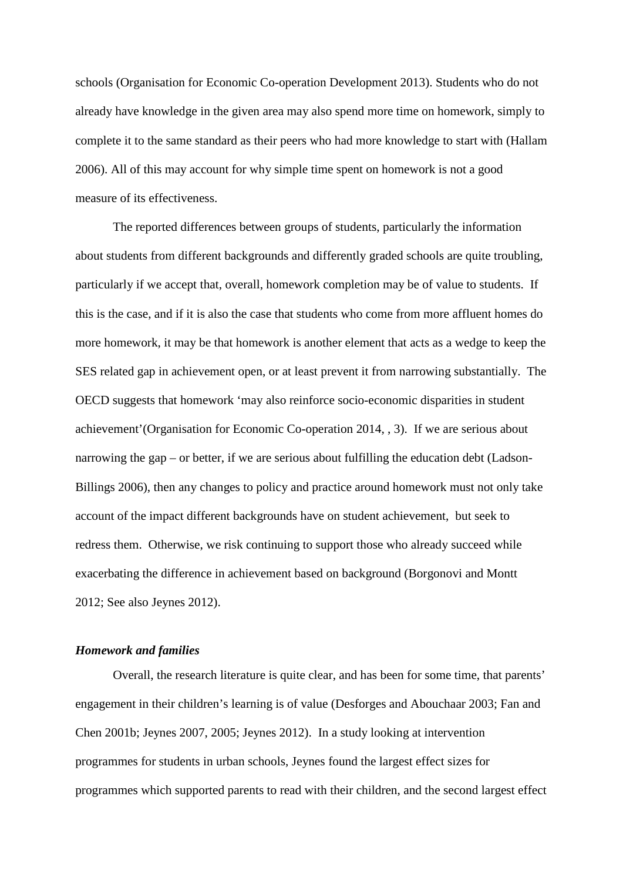schools (Organisation for Economic Co-operation Development 2013). Students who do not already have knowledge in the given area may also spend more time on homework, simply to complete it to the same standard as their peers who had more knowledge to start with (Hallam 2006). All of this may account for why simple time spent on homework is not a good measure of its effectiveness.

The reported differences between groups of students, particularly the information about students from different backgrounds and differently graded schools are quite troubling, particularly if we accept that, overall, homework completion may be of value to students. If this is the case, and if it is also the case that students who come from more affluent homes do more homework, it may be that homework is another element that acts as a wedge to keep the SES related gap in achievement open, or at least prevent it from narrowing substantially. The OECD suggests that homework 'may also reinforce socio-economic disparities in student achievement'(Organisation for Economic Co-operation 2014, , 3). If we are serious about narrowing the gap – or better, if we are serious about fulfilling the education debt (Ladson-Billings 2006), then any changes to policy and practice around homework must not only take account of the impact different backgrounds have on student achievement, but seek to redress them. Otherwise, we risk continuing to support those who already succeed while exacerbating the difference in achievement based on background (Borgonovi and Montt 2012; See also Jeynes 2012).

### *Homework and families*

Overall, the research literature is quite clear, and has been for some time, that parents' engagement in their children's learning is of value (Desforges and Abouchaar 2003; Fan and Chen 2001b; Jeynes 2007, 2005; Jeynes 2012). In a study looking at intervention programmes for students in urban schools, Jeynes found the largest effect sizes for programmes which supported parents to read with their children, and the second largest effect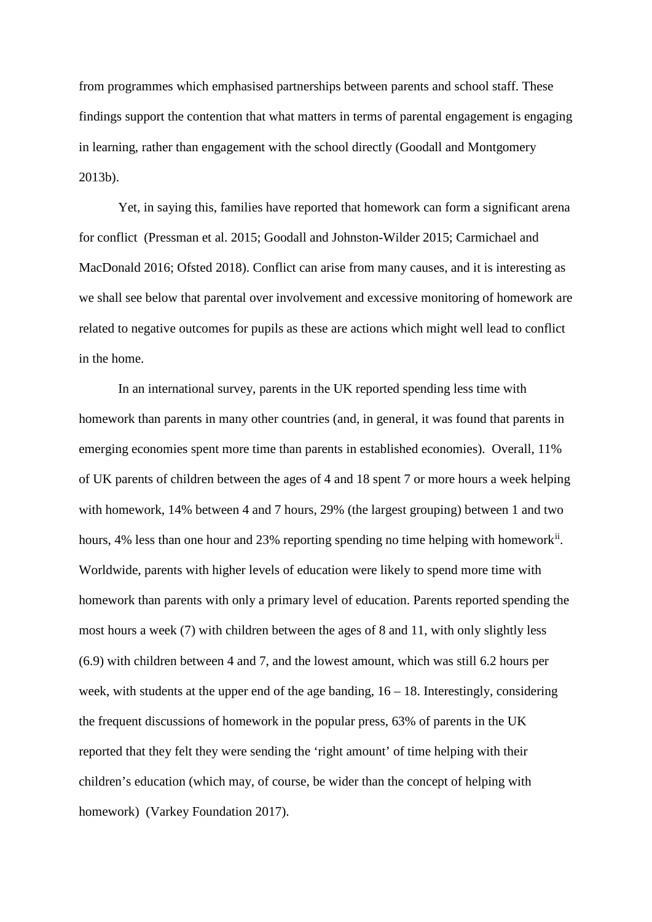from programmes which emphasised partnerships between parents and school staff. These findings support the contention that what matters in terms of parental engagement is engaging in learning, rather than engagement with the school directly (Goodall and Montgomery 2013b).

Yet, in saying this, families have reported that homework can form a significant arena for conflict (Pressman et al. 2015; Goodall and Johnston-Wilder 2015; Carmichael and MacDonald 2016; Ofsted 2018). Conflict can arise from many causes, and it is interesting as we shall see below that parental over involvement and excessive monitoring of homework are related to negative outcomes for pupils as these are actions which might well lead to conflict in the home.

In an international survey, parents in the UK reported spending less time with homework than parents in many other countries (and, in general, it was found that parents in emerging economies spent more time than parents in established economies). Overall, 11% of UK parents of children between the ages of 4 and 18 spent 7 or more hours a week helping with homework, 14% between 4 and 7 hours, 29% (the largest grouping) between 1 and two hours, 4% less than one hour and 23% reporting spending no time helping with homework[ii]. Worldwide, parents with higher levels of education were likely to spend more time with homework than parents with only a primary level of education. Parents reported spending the most hours a week (7) with children between the ages of 8 and 11, with only slightly less (6.9) with children between 4 and 7, and the lowest amount, which was still 6.2 hours per week, with students at the upper end of the age banding, 16 – 18. Interestingly, considering the frequent discussions of homework in the popular press, 63% of parents in the UK reported that they felt they were sending the 'right amount' of time helping with their children's education (which may, of course, be wider than the concept of helping with homework) (Varkey Foundation 2017).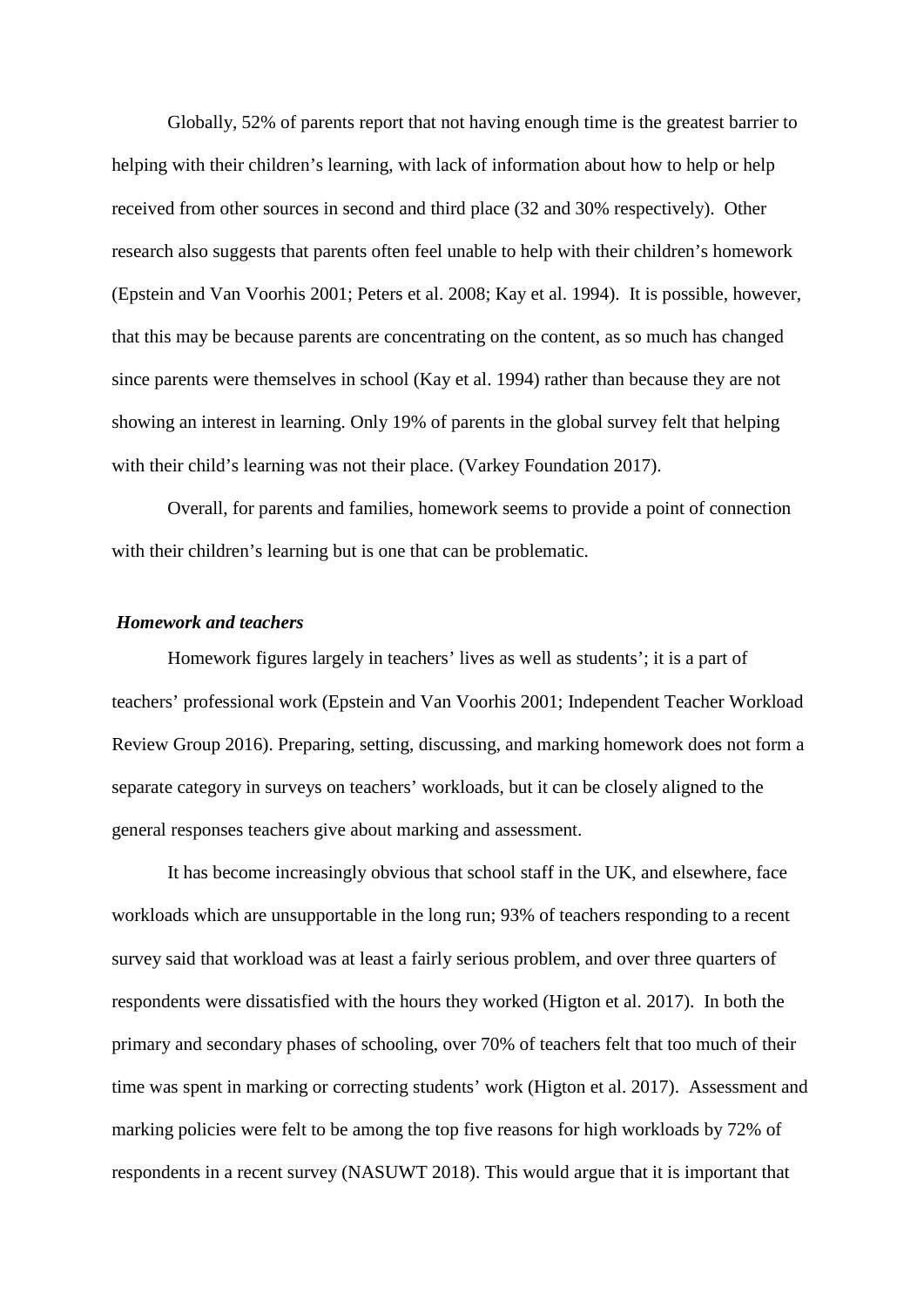Globally, 52% of parents report that not having enough time is the greatest barrier to helping with their children's learning, with lack of information about how to help or help received from other sources in second and third place (32 and 30% respectively). Other research also suggests that parents often feel unable to help with their children's homework (Epstein and Van Voorhis 2001; Peters et al. 2008; Kay et al. 1994). It is possible, however, that this may be because parents are concentrating on the content, as so much has changed since parents were themselves in school (Kay et al. 1994) rather than because they are not showing an interest in learning. Only 19% of parents in the global survey felt that helping with their child's learning was not their place. (Varkey Foundation 2017).

Overall, for parents and families, homework seems to provide a point of connection with their children's learning but is one that can be problematic.

***Homework and teachers***

Homework figures largely in teachers' lives as well as students'; it is a part of teachers' professional work (Epstein and Van Voorhis 2001; Independent Teacher Workload Review Group 2016). Preparing, setting, discussing, and marking homework does not form a separate category in surveys on teachers' workloads, but it can be closely aligned to the general responses teachers give about marking and assessment.

It has become increasingly obvious that school staff in the UK, and elsewhere, face workloads which are unsupportable in the long run; 93% of teachers responding to a recent survey said that workload was at least a fairly serious problem, and over three quarters of respondents were dissatisfied with the hours they worked (Higton et al. 2017). In both the primary and secondary phases of schooling, over 70% of teachers felt that too much of their time was spent in marking or correcting students' work (Higton et al. 2017). Assessment and marking policies were felt to be among the top five reasons for high workloads by 72% of respondents in a recent survey (NASUWT 2018). This would argue that it is important that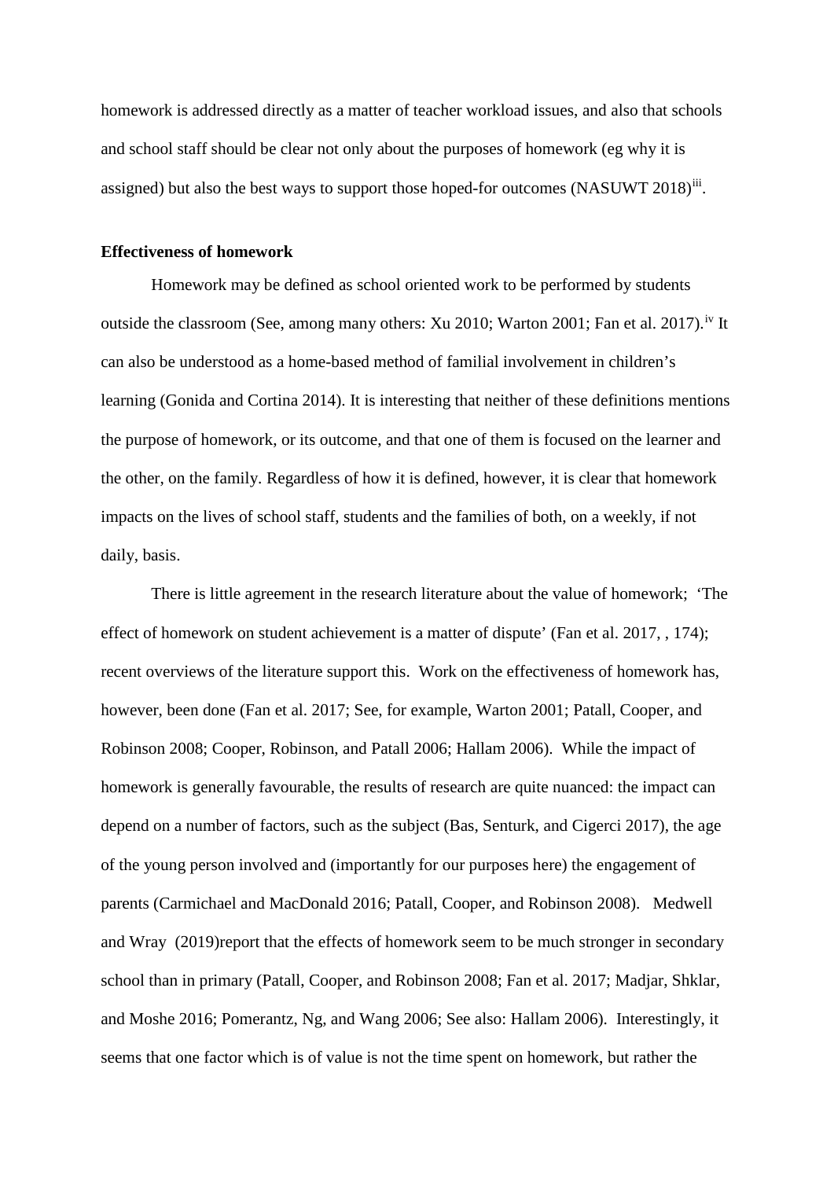homework is addressed directly as a matter of teacher workload issues, and also that schools and school staff should be clear not only about the purposes of homework (eg why it is assigned) but also the best ways to support those hoped-for outcomes (NASUWT 2018)[iii].

**Effectiveness of homework**

Homework may be defined as school oriented work to be performed by students outside the classroom (See, among many others: Xu 2010; Warton 2001; Fan et al. 2017).[iv] It can also be understood as a home-based method of familial involvement in children's learning (Gonida and Cortina 2014). It is interesting that neither of these definitions mentions the purpose of homework, or its outcome, and that one of them is focused on the learner and the other, on the family. Regardless of how it is defined, however, it is clear that homework impacts on the lives of school staff, students and the families of both, on a weekly, if not daily, basis.

There is little agreement in the research literature about the value of homework; 'The effect of homework on student achievement is a matter of dispute' (Fan et al. 2017, , 174); recent overviews of the literature support this. Work on the effectiveness of homework has, however, been done (Fan et al. 2017; See, for example, Warton 2001; Patall, Cooper, and Robinson 2008; Cooper, Robinson, and Patall 2006; Hallam 2006). While the impact of homework is generally favourable, the results of research are quite nuanced: the impact can depend on a number of factors, such as the subject (Bas, Senturk, and Cigerci 2017), the age of the young person involved and (importantly for our purposes here) the engagement of parents (Carmichael and MacDonald 2016; Patall, Cooper, and Robinson 2008). Medwell and Wray (2019)report that the effects of homework seem to be much stronger in secondary school than in primary (Patall, Cooper, and Robinson 2008; Fan et al. 2017; Madjar, Shklar, and Moshe 2016; Pomerantz, Ng, and Wang 2006; See also: Hallam 2006). Interestingly, it seems that one factor which is of value is not the time spent on homework, but rather the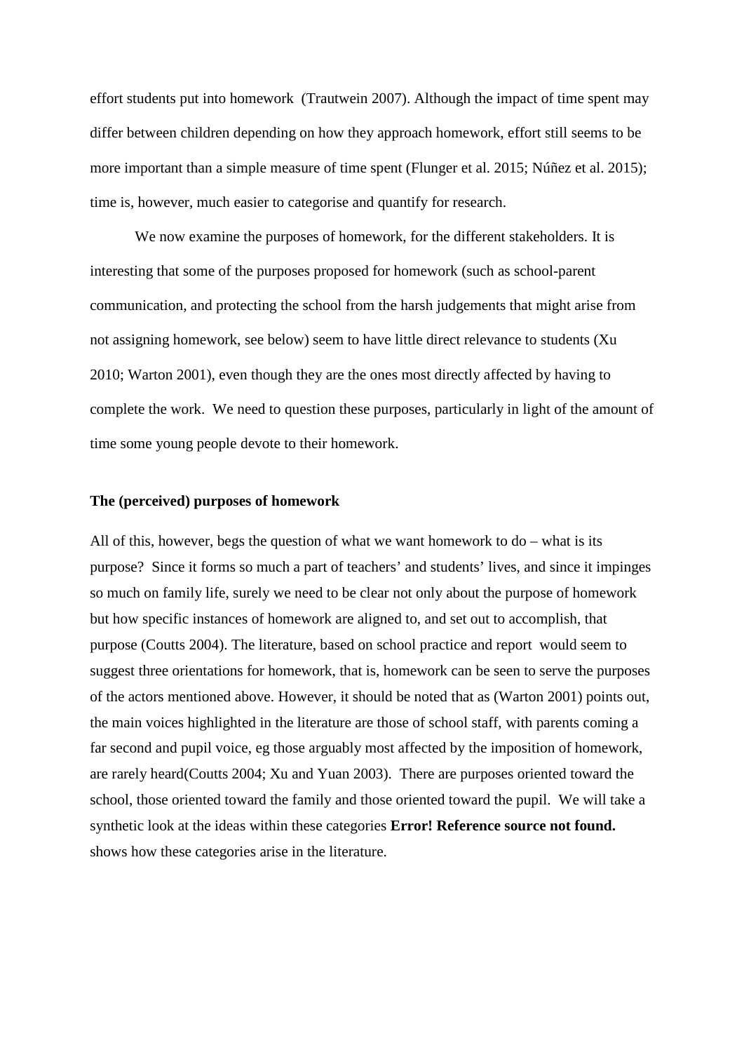effort students put into homework  (Trautwein 2007). Although the impact of time spent may differ between children depending on how they approach homework, effort still seems to be more important than a simple measure of time spent (Flunger et al. 2015; Núñez et al. 2015); time is, however, much easier to categorise and quantify for research.

We now examine the purposes of homework, for the different stakeholders. It is interesting that some of the purposes proposed for homework (such as school-parent communication, and protecting the school from the harsh judgements that might arise from not assigning homework, see below) seem to have little direct relevance to students (Xu 2010; Warton 2001), even though they are the ones most directly affected by having to complete the work.  We need to question these purposes, particularly in light of the amount of time some young people devote to their homework.

**The (perceived) purposes of homework**

All of this, however, begs the question of what we want homework to do – what is its purpose?  Since it forms so much a part of teachers' and students' lives, and since it impinges so much on family life, surely we need to be clear not only about the purpose of homework but how specific instances of homework are aligned to, and set out to accomplish, that purpose (Coutts 2004). The literature, based on school practice and report  would seem to suggest three orientations for homework, that is, homework can be seen to serve the purposes of the actors mentioned above. However, it should be noted that as (Warton 2001) points out, the main voices highlighted in the literature are those of school staff, with parents coming a far second and pupil voice, eg those arguably most affected by the imposition of homework, are rarely heard(Coutts 2004; Xu and Yuan 2003).  There are purposes oriented toward the school, those oriented toward the family and those oriented toward the pupil.  We will take a synthetic look at the ideas within these categories **Error! Reference source not found.** shows how these categories arise in the literature.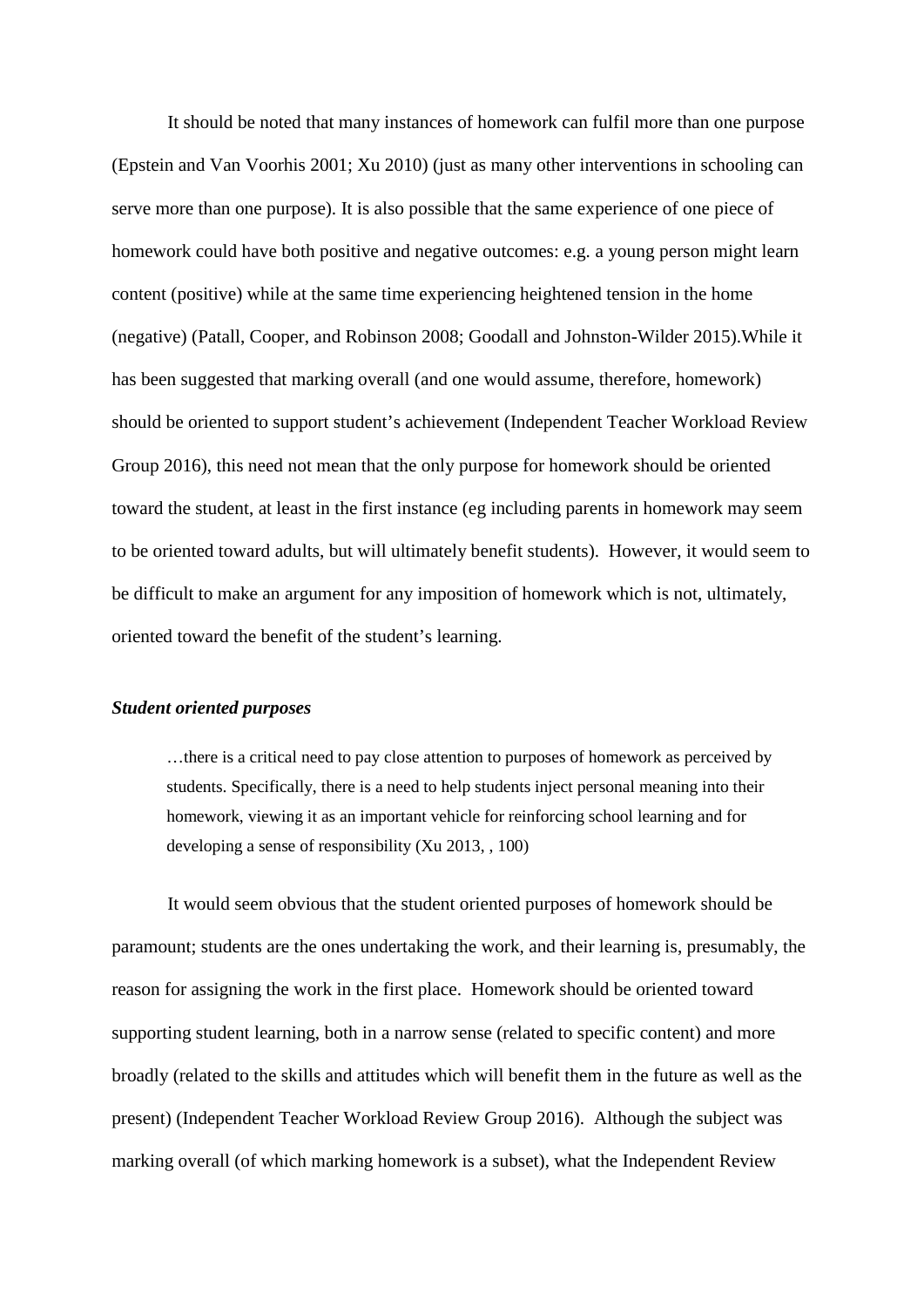It should be noted that many instances of homework can fulfil more than one purpose (Epstein and Van Voorhis 2001; Xu 2010) (just as many other interventions in schooling can serve more than one purpose). It is also possible that the same experience of one piece of homework could have both positive and negative outcomes: e.g. a young person might learn content (positive) while at the same time experiencing heightened tension in the home (negative) (Patall, Cooper, and Robinson 2008; Goodall and Johnston-Wilder 2015).While it has been suggested that marking overall (and one would assume, therefore, homework) should be oriented to support student's achievement (Independent Teacher Workload Review Group 2016), this need not mean that the only purpose for homework should be oriented toward the student, at least in the first instance (eg including parents in homework may seem to be oriented toward adults, but will ultimately benefit students). However, it would seem to be difficult to make an argument for any imposition of homework which is not, ultimately, oriented toward the benefit of the student's learning.

### ***Student oriented purposes***

> …there is a critical need to pay close attention to purposes of homework as perceived by students. Specifically, there is a need to help students inject personal meaning into their homework, viewing it as an important vehicle for reinforcing school learning and for developing a sense of responsibility (Xu 2013, , 100)

It would seem obvious that the student oriented purposes of homework should be paramount; students are the ones undertaking the work, and their learning is, presumably, the reason for assigning the work in the first place. Homework should be oriented toward supporting student learning, both in a narrow sense (related to specific content) and more broadly (related to the skills and attitudes which will benefit them in the future as well as the present) (Independent Teacher Workload Review Group 2016). Although the subject was marking overall (of which marking homework is a subset), what the Independent Review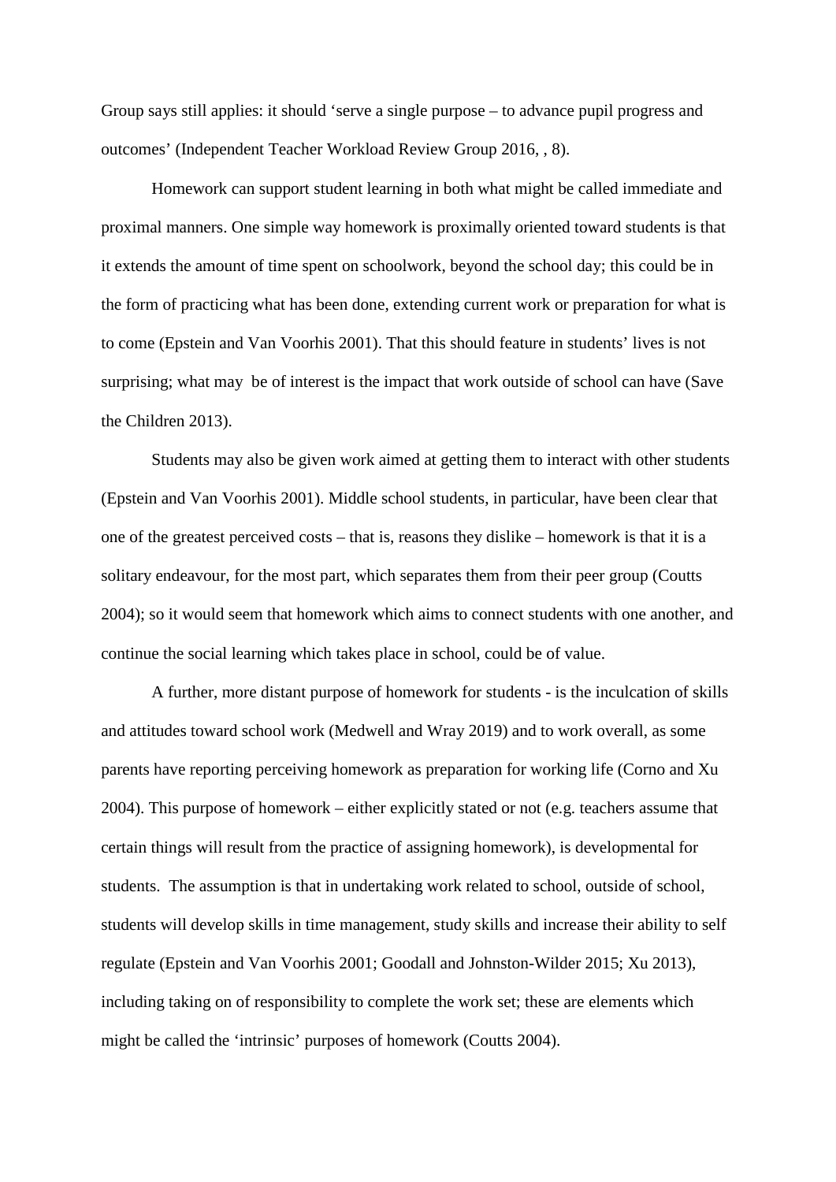Group says still applies: it should ‘serve a single purpose – to advance pupil progress and outcomes’ (Independent Teacher Workload Review Group 2016, , 8).

Homework can support student learning in both what might be called immediate and proximal manners. One simple way homework is proximally oriented toward students is that it extends the amount of time spent on schoolwork, beyond the school day; this could be in the form of practicing what has been done, extending current work or preparation for what is to come (Epstein and Van Voorhis 2001). That this should feature in students’ lives is not surprising; what may be of interest is the impact that work outside of school can have (Save the Children 2013).

Students may also be given work aimed at getting them to interact with other students (Epstein and Van Voorhis 2001). Middle school students, in particular, have been clear that one of the greatest perceived costs – that is, reasons they dislike – homework is that it is a solitary endeavour, for the most part, which separates them from their peer group (Coutts 2004); so it would seem that homework which aims to connect students with one another, and continue the social learning which takes place in school, could be of value.

A further, more distant purpose of homework for students - is the inculcation of skills and attitudes toward school work (Medwell and Wray 2019) and to work overall, as some parents have reporting perceiving homework as preparation for working life (Corno and Xu 2004). This purpose of homework – either explicitly stated or not (e.g. teachers assume that certain things will result from the practice of assigning homework), is developmental for students. The assumption is that in undertaking work related to school, outside of school, students will develop skills in time management, study skills and increase their ability to self regulate (Epstein and Van Voorhis 2001; Goodall and Johnston-Wilder 2015; Xu 2013), including taking on of responsibility to complete the work set; these are elements which might be called the ‘intrinsic’ purposes of homework (Coutts 2004).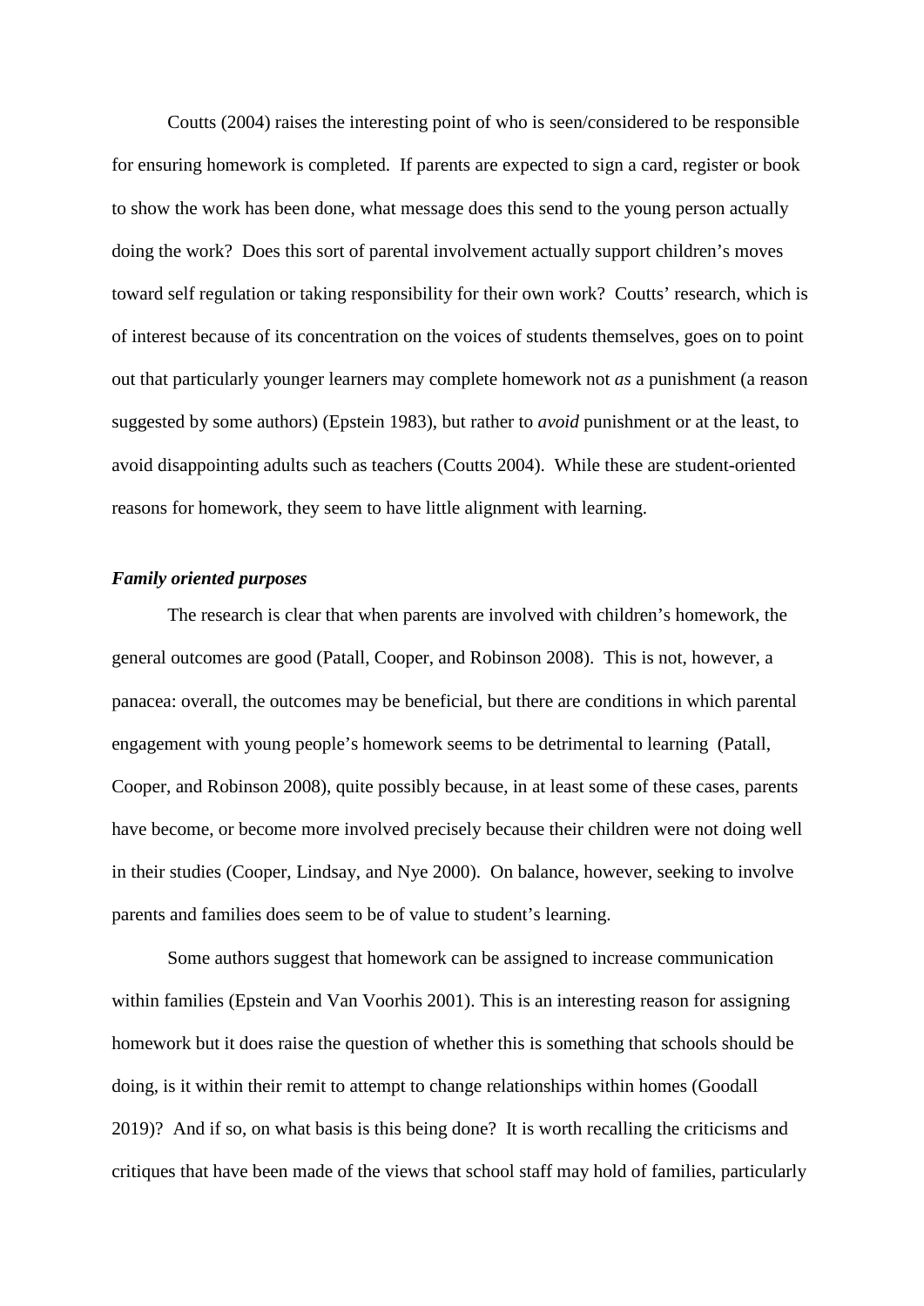Coutts (2004) raises the interesting point of who is seen/considered to be responsible for ensuring homework is completed. If parents are expected to sign a card, register or book to show the work has been done, what message does this send to the young person actually doing the work? Does this sort of parental involvement actually support children's moves toward self regulation or taking responsibility for their own work? Coutts' research, which is of interest because of its concentration on the voices of students themselves, goes on to point out that particularly younger learners may complete homework not *as* a punishment (a reason suggested by some authors) (Epstein 1983), but rather to *avoid* punishment or at the least, to avoid disappointing adults such as teachers (Coutts 2004). While these are student-oriented reasons for homework, they seem to have little alignment with learning.

***Family oriented purposes***

The research is clear that when parents are involved with children's homework, the general outcomes are good (Patall, Cooper, and Robinson 2008). This is not, however, a panacea: overall, the outcomes may be beneficial, but there are conditions in which parental engagement with young people's homework seems to be detrimental to learning (Patall, Cooper, and Robinson 2008), quite possibly because, in at least some of these cases, parents have become, or become more involved precisely because their children were not doing well in their studies (Cooper, Lindsay, and Nye 2000). On balance, however, seeking to involve parents and families does seem to be of value to student's learning.

Some authors suggest that homework can be assigned to increase communication within families (Epstein and Van Voorhis 2001). This is an interesting reason for assigning homework but it does raise the question of whether this is something that schools should be doing, is it within their remit to attempt to change relationships within homes (Goodall 2019)? And if so, on what basis is this being done? It is worth recalling the criticisms and critiques that have been made of the views that school staff may hold of families, particularly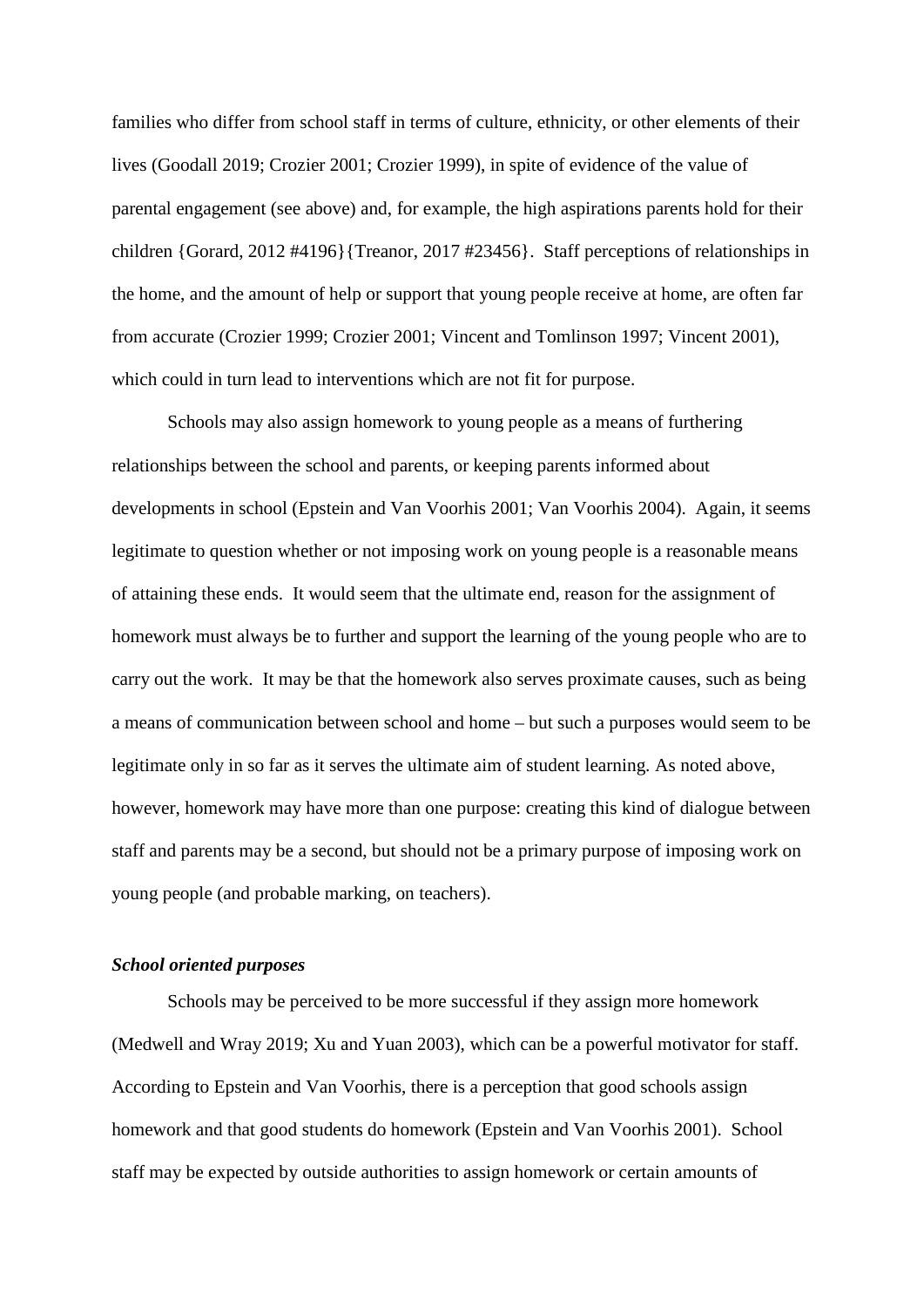families who differ from school staff in terms of culture, ethnicity, or other elements of their lives (Goodall 2019; Crozier 2001; Crozier 1999), in spite of evidence of the value of parental engagement (see above) and, for example, the high aspirations parents hold for their children {Gorard, 2012 #4196}{Treanor, 2017 #23456}. Staff perceptions of relationships in the home, and the amount of help or support that young people receive at home, are often far from accurate (Crozier 1999; Crozier 2001; Vincent and Tomlinson 1997; Vincent 2001), which could in turn lead to interventions which are not fit for purpose.

Schools may also assign homework to young people as a means of furthering relationships between the school and parents, or keeping parents informed about developments in school (Epstein and Van Voorhis 2001; Van Voorhis 2004). Again, it seems legitimate to question whether or not imposing work on young people is a reasonable means of attaining these ends. It would seem that the ultimate end, reason for the assignment of homework must always be to further and support the learning of the young people who are to carry out the work. It may be that the homework also serves proximate causes, such as being a means of communication between school and home – but such a purposes would seem to be legitimate only in so far as it serves the ultimate aim of student learning. As noted above, however, homework may have more than one purpose: creating this kind of dialogue between staff and parents may be a second, but should not be a primary purpose of imposing work on young people (and probable marking, on teachers).

***School oriented purposes***

Schools may be perceived to be more successful if they assign more homework (Medwell and Wray 2019; Xu and Yuan 2003), which can be a powerful motivator for staff. According to Epstein and Van Voorhis, there is a perception that good schools assign homework and that good students do homework (Epstein and Van Voorhis 2001). School staff may be expected by outside authorities to assign homework or certain amounts of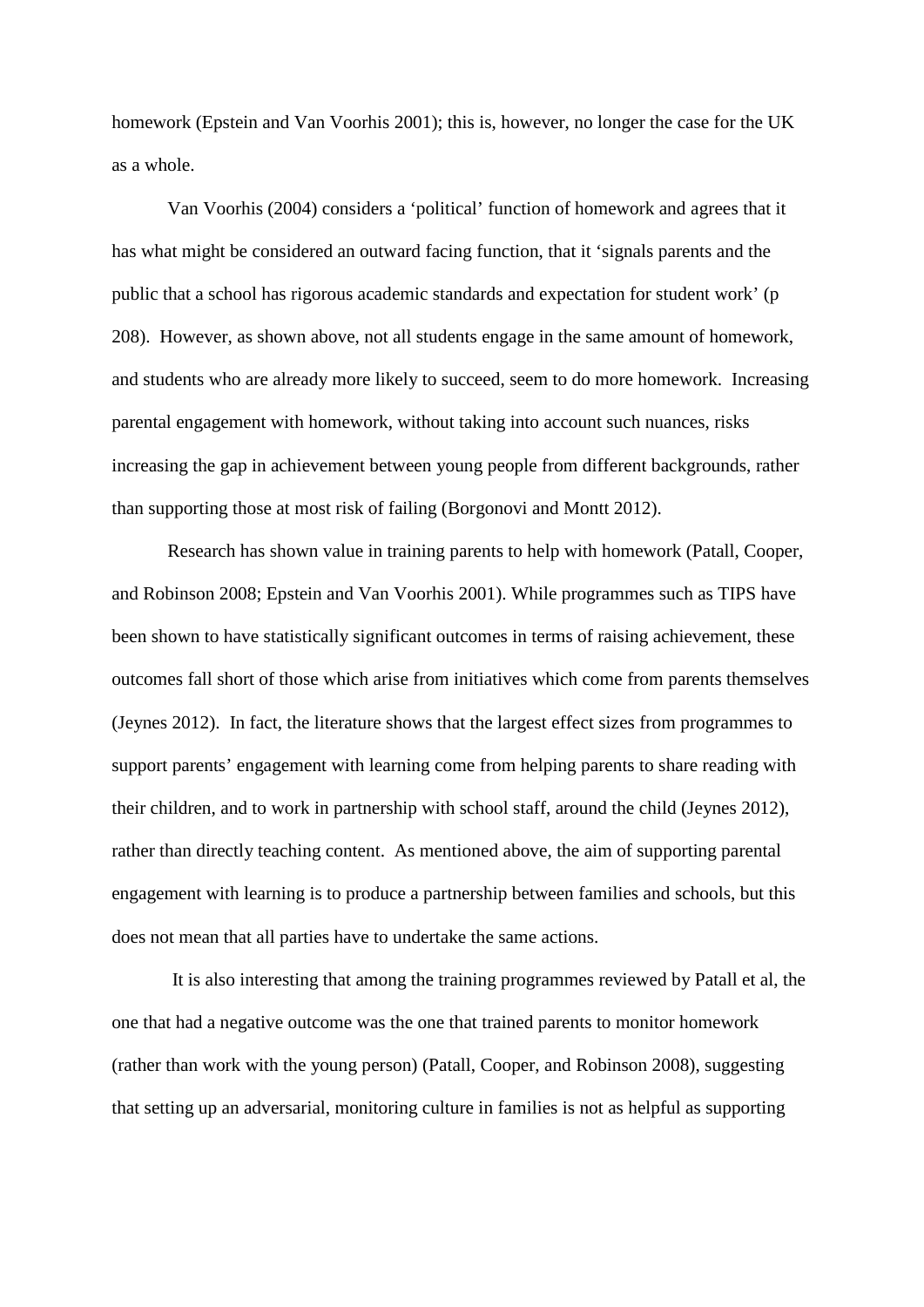homework (Epstein and Van Voorhis 2001); this is, however, no longer the case for the UK as a whole.

Van Voorhis (2004) considers a 'political' function of homework and agrees that it has what might be considered an outward facing function, that it 'signals parents and the public that a school has rigorous academic standards and expectation for student work' (p 208). However, as shown above, not all students engage in the same amount of homework, and students who are already more likely to succeed, seem to do more homework. Increasing parental engagement with homework, without taking into account such nuances, risks increasing the gap in achievement between young people from different backgrounds, rather than supporting those at most risk of failing (Borgonovi and Montt 2012).

Research has shown value in training parents to help with homework (Patall, Cooper, and Robinson 2008; Epstein and Van Voorhis 2001). While programmes such as TIPS have been shown to have statistically significant outcomes in terms of raising achievement, these outcomes fall short of those which arise from initiatives which come from parents themselves (Jeynes 2012). In fact, the literature shows that the largest effect sizes from programmes to support parents' engagement with learning come from helping parents to share reading with their children, and to work in partnership with school staff, around the child (Jeynes 2012), rather than directly teaching content. As mentioned above, the aim of supporting parental engagement with learning is to produce a partnership between families and schools, but this does not mean that all parties have to undertake the same actions.

It is also interesting that among the training programmes reviewed by Patall et al, the one that had a negative outcome was the one that trained parents to monitor homework (rather than work with the young person) (Patall, Cooper, and Robinson 2008), suggesting that setting up an adversarial, monitoring culture in families is not as helpful as supporting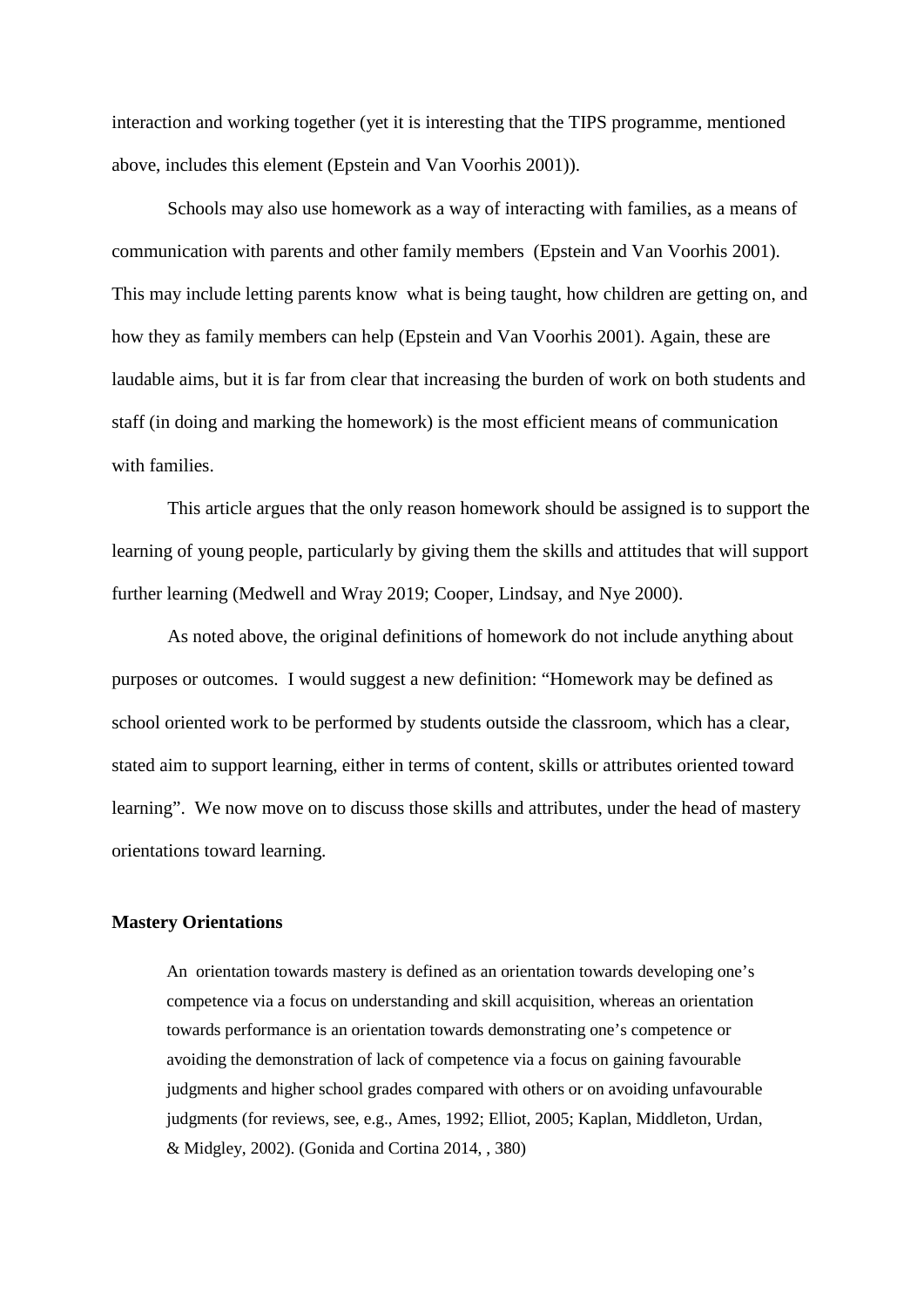interaction and working together (yet it is interesting that the TIPS programme, mentioned above, includes this element (Epstein and Van Voorhis 2001)).

Schools may also use homework as a way of interacting with families, as a means of communication with parents and other family members (Epstein and Van Voorhis 2001). This may include letting parents know what is being taught, how children are getting on, and how they as family members can help (Epstein and Van Voorhis 2001). Again, these are laudable aims, but it is far from clear that increasing the burden of work on both students and staff (in doing and marking the homework) is the most efficient means of communication with families.

This article argues that the only reason homework should be assigned is to support the learning of young people, particularly by giving them the skills and attitudes that will support further learning (Medwell and Wray 2019; Cooper, Lindsay, and Nye 2000).

As noted above, the original definitions of homework do not include anything about purposes or outcomes. I would suggest a new definition: "Homework may be defined as school oriented work to be performed by students outside the classroom, which has a clear, stated aim to support learning, either in terms of content, skills or attributes oriented toward learning". We now move on to discuss those skills and attributes, under the head of mastery orientations toward learning.

**Mastery Orientations**

> An orientation towards mastery is defined as an orientation towards developing one's competence via a focus on understanding and skill acquisition, whereas an orientation towards performance is an orientation towards demonstrating one's competence or avoiding the demonstration of lack of competence via a focus on gaining favourable judgments and higher school grades compared with others or on avoiding unfavourable judgments (for reviews, see, e.g., Ames, 1992; Elliot, 2005; Kaplan, Middleton, Urdan, & Midgley, 2002). (Gonida and Cortina 2014, , 380)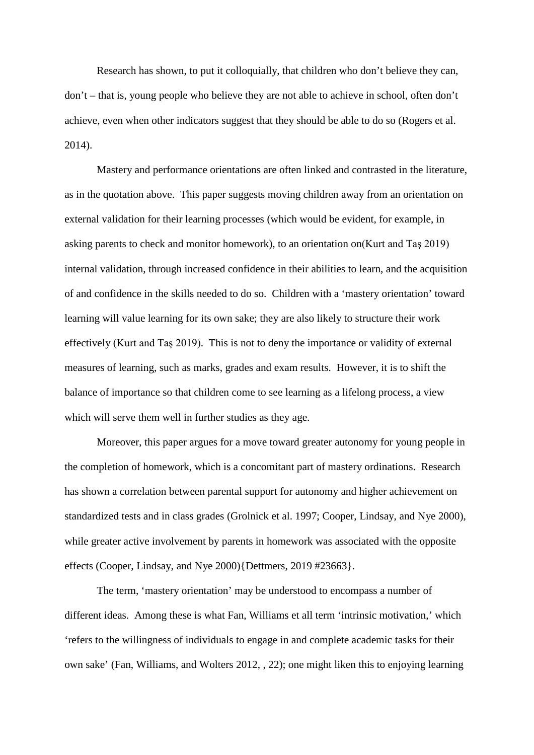Research has shown, to put it colloquially, that children who don't believe they can, don't – that is, young people who believe they are not able to achieve in school, often don't achieve, even when other indicators suggest that they should be able to do so (Rogers et al. 2014).

Mastery and performance orientations are often linked and contrasted in the literature, as in the quotation above. This paper suggests moving children away from an orientation on external validation for their learning processes (which would be evident, for example, in asking parents to check and monitor homework), to an orientation on(Kurt and Taş 2019) internal validation, through increased confidence in their abilities to learn, and the acquisition of and confidence in the skills needed to do so. Children with a 'mastery orientation' toward learning will value learning for its own sake; they are also likely to structure their work effectively (Kurt and Taş 2019). This is not to deny the importance or validity of external measures of learning, such as marks, grades and exam results. However, it is to shift the balance of importance so that children come to see learning as a lifelong process, a view which will serve them well in further studies as they age.

Moreover, this paper argues for a move toward greater autonomy for young people in the completion of homework, which is a concomitant part of mastery ordinations. Research has shown a correlation between parental support for autonomy and higher achievement on standardized tests and in class grades (Grolnick et al. 1997; Cooper, Lindsay, and Nye 2000), while greater active involvement by parents in homework was associated with the opposite effects (Cooper, Lindsay, and Nye 2000){Dettmers, 2019 #23663}.

The term, 'mastery orientation' may be understood to encompass a number of different ideas. Among these is what Fan, Williams et all term 'intrinsic motivation,' which 'refers to the willingness of individuals to engage in and complete academic tasks for their own sake' (Fan, Williams, and Wolters 2012, , 22); one might liken this to enjoying learning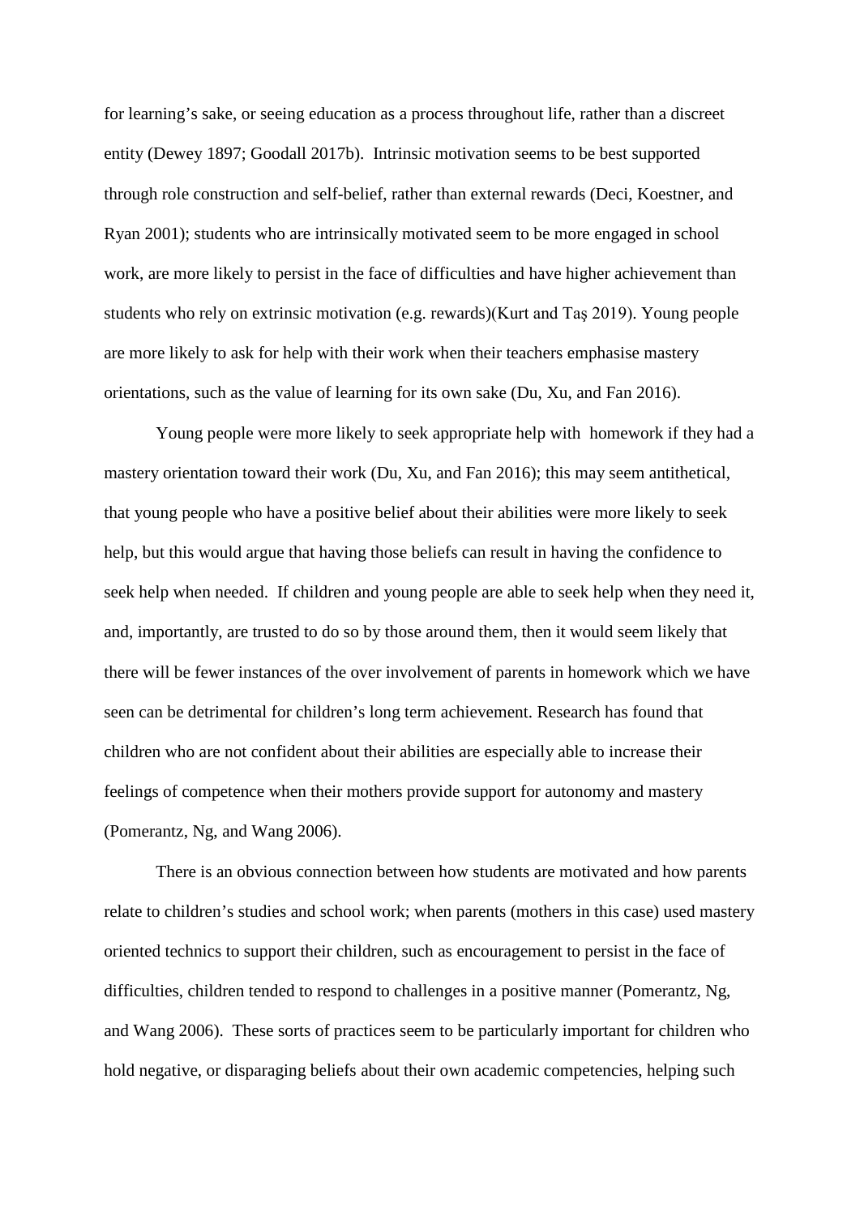for learning's sake, or seeing education as a process throughout life, rather than a discreet entity (Dewey 1897; Goodall 2017b). Intrinsic motivation seems to be best supported through role construction and self-belief, rather than external rewards (Deci, Koestner, and Ryan 2001); students who are intrinsically motivated seem to be more engaged in school work, are more likely to persist in the face of difficulties and have higher achievement than students who rely on extrinsic motivation (e.g. rewards)(Kurt and Taş 2019). Young people are more likely to ask for help with their work when their teachers emphasise mastery orientations, such as the value of learning for its own sake (Du, Xu, and Fan 2016).

Young people were more likely to seek appropriate help with homework if they had a mastery orientation toward their work (Du, Xu, and Fan 2016); this may seem antithetical, that young people who have a positive belief about their abilities were more likely to seek help, but this would argue that having those beliefs can result in having the confidence to seek help when needed. If children and young people are able to seek help when they need it, and, importantly, are trusted to do so by those around them, then it would seem likely that there will be fewer instances of the over involvement of parents in homework which we have seen can be detrimental for children's long term achievement. Research has found that children who are not confident about their abilities are especially able to increase their feelings of competence when their mothers provide support for autonomy and mastery (Pomerantz, Ng, and Wang 2006).

There is an obvious connection between how students are motivated and how parents relate to children's studies and school work; when parents (mothers in this case) used mastery oriented technics to support their children, such as encouragement to persist in the face of difficulties, children tended to respond to challenges in a positive manner (Pomerantz, Ng, and Wang 2006). These sorts of practices seem to be particularly important for children who hold negative, or disparaging beliefs about their own academic competencies, helping such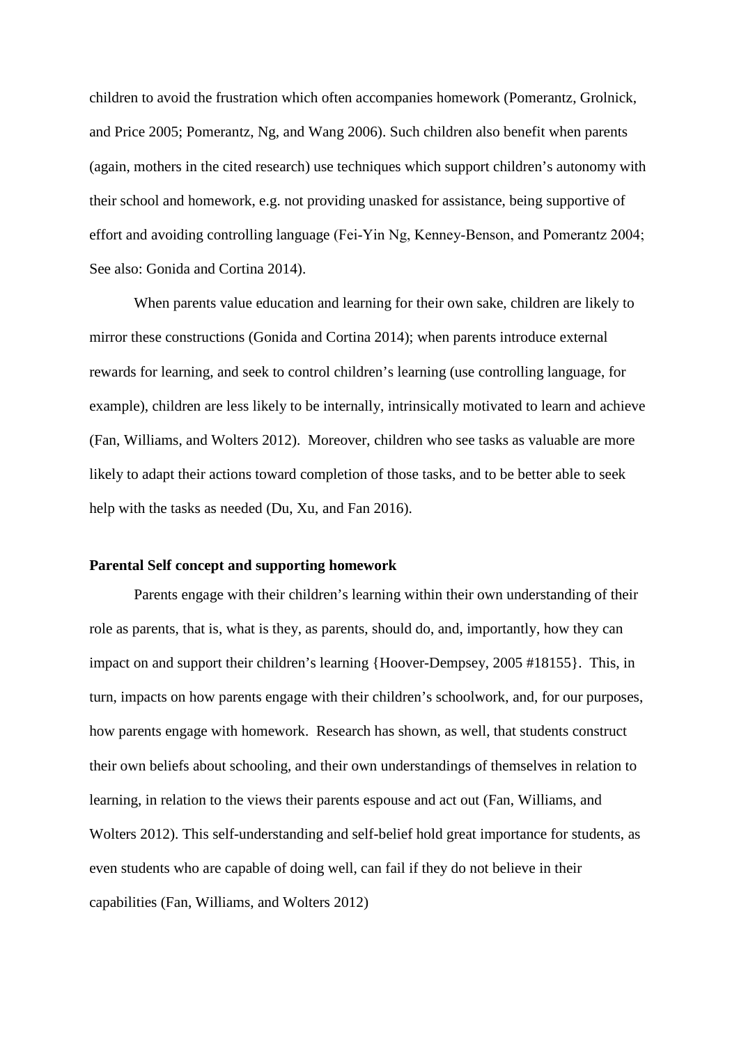children to avoid the frustration which often accompanies homework (Pomerantz, Grolnick, and Price 2005; Pomerantz, Ng, and Wang 2006). Such children also benefit when parents (again, mothers in the cited research) use techniques which support children's autonomy with their school and homework, e.g. not providing unasked for assistance, being supportive of effort and avoiding controlling language (Fei-Yin Ng, Kenney-Benson, and Pomerantz 2004; See also: Gonida and Cortina 2014).

When parents value education and learning for their own sake, children are likely to mirror these constructions (Gonida and Cortina 2014); when parents introduce external rewards for learning, and seek to control children's learning (use controlling language, for example), children are less likely to be internally, intrinsically motivated to learn and achieve (Fan, Williams, and Wolters 2012). Moreover, children who see tasks as valuable are more likely to adapt their actions toward completion of those tasks, and to be better able to seek help with the tasks as needed (Du, Xu, and Fan 2016).

**Parental Self concept and supporting homework**

Parents engage with their children's learning within their own understanding of their role as parents, that is, what is they, as parents, should do, and, importantly, how they can impact on and support their children's learning {Hoover-Dempsey, 2005 #18155}. This, in turn, impacts on how parents engage with their children's schoolwork, and, for our purposes, how parents engage with homework. Research has shown, as well, that students construct their own beliefs about schooling, and their own understandings of themselves in relation to learning, in relation to the views their parents espouse and act out (Fan, Williams, and Wolters 2012). This self-understanding and self-belief hold great importance for students, as even students who are capable of doing well, can fail if they do not believe in their capabilities (Fan, Williams, and Wolters 2012)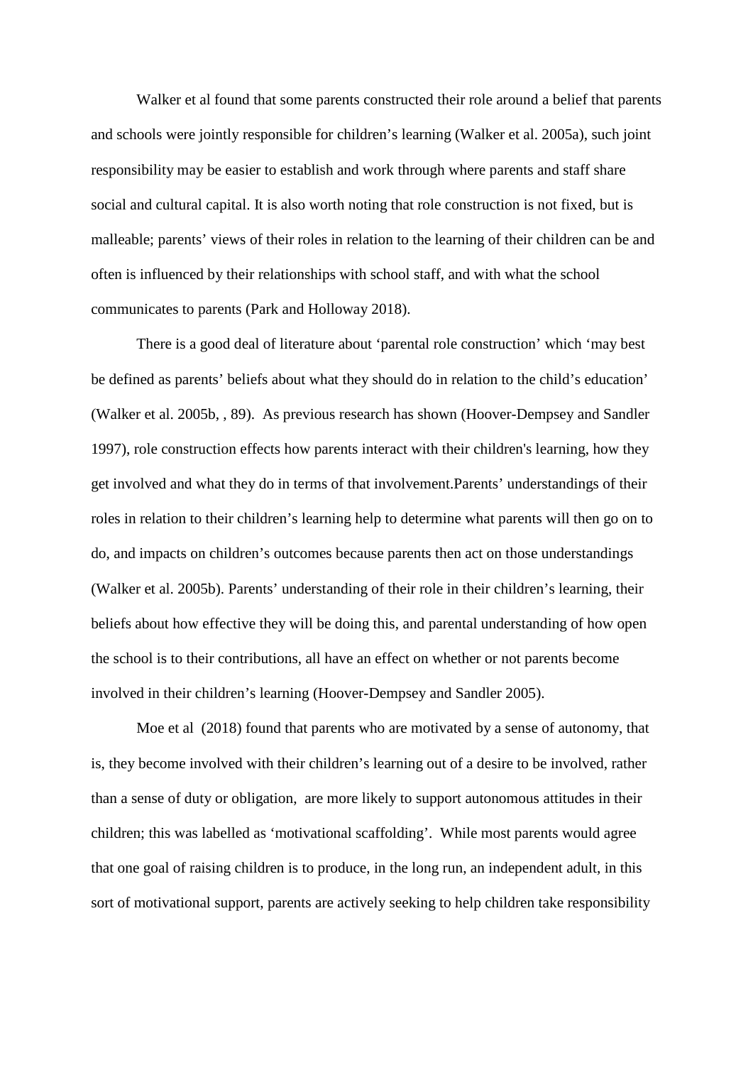Walker et al found that some parents constructed their role around a belief that parents and schools were jointly responsible for children's learning (Walker et al. 2005a), such joint responsibility may be easier to establish and work through where parents and staff share social and cultural capital. It is also worth noting that role construction is not fixed, but is malleable; parents' views of their roles in relation to the learning of their children can be and often is influenced by their relationships with school staff, and with what the school communicates to parents (Park and Holloway 2018).

There is a good deal of literature about 'parental role construction' which 'may best be defined as parents' beliefs about what they should do in relation to the child's education' (Walker et al. 2005b, , 89). As previous research has shown (Hoover-Dempsey and Sandler 1997), role construction effects how parents interact with their children's learning, how they get involved and what they do in terms of that involvement.Parents' understandings of their roles in relation to their children's learning help to determine what parents will then go on to do, and impacts on children's outcomes because parents then act on those understandings (Walker et al. 2005b). Parents' understanding of their role in their children's learning, their beliefs about how effective they will be doing this, and parental understanding of how open the school is to their contributions, all have an effect on whether or not parents become involved in their children's learning (Hoover-Dempsey and Sandler 2005).

Moe et al (2018) found that parents who are motivated by a sense of autonomy, that is, they become involved with their children's learning out of a desire to be involved, rather than a sense of duty or obligation, are more likely to support autonomous attitudes in their children; this was labelled as 'motivational scaffolding'. While most parents would agree that one goal of raising children is to produce, in the long run, an independent adult, in this sort of motivational support, parents are actively seeking to help children take responsibility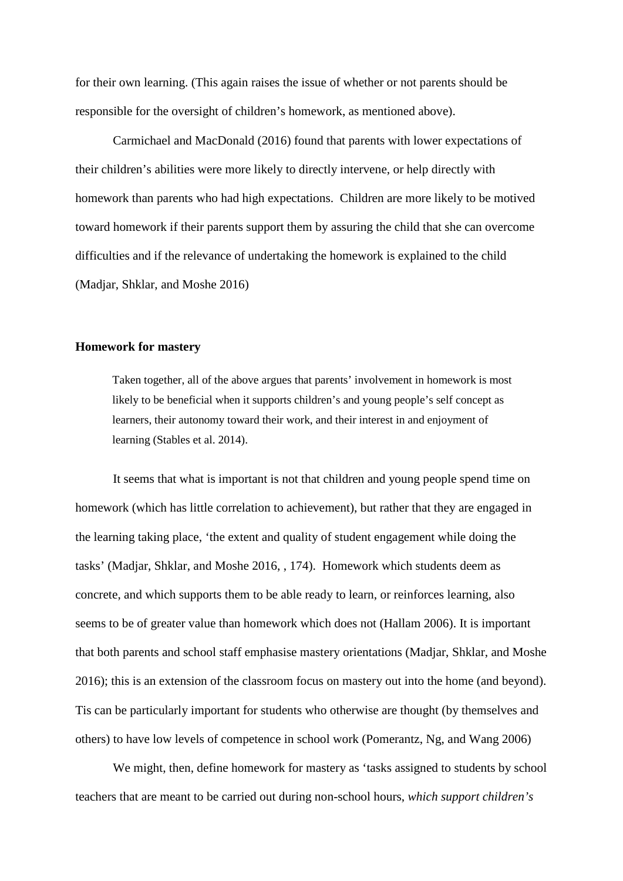for their own learning. (This again raises the issue of whether or not parents should be responsible for the oversight of children's homework, as mentioned above).

Carmichael and MacDonald (2016) found that parents with lower expectations of their children's abilities were more likely to directly intervene, or help directly with homework than parents who had high expectations. Children are more likely to be motived toward homework if their parents support them by assuring the child that she can overcome difficulties and if the relevance of undertaking the homework is explained to the child (Madjar, Shklar, and Moshe 2016)

**Homework for mastery**

> Taken together, all of the above argues that parents' involvement in homework is most likely to be beneficial when it supports children's and young people's self concept as learners, their autonomy toward their work, and their interest in and enjoyment of learning (Stables et al. 2014).

It seems that what is important is not that children and young people spend time on homework (which has little correlation to achievement), but rather that they are engaged in the learning taking place, 'the extent and quality of student engagement while doing the tasks' (Madjar, Shklar, and Moshe 2016, , 174). Homework which students deem as concrete, and which supports them to be able ready to learn, or reinforces learning, also seems to be of greater value than homework which does not (Hallam 2006). It is important that both parents and school staff emphasise mastery orientations (Madjar, Shklar, and Moshe 2016); this is an extension of the classroom focus on mastery out into the home (and beyond). Tis can be particularly important for students who otherwise are thought (by themselves and others) to have low levels of competence in school work (Pomerantz, Ng, and Wang 2006)

We might, then, define homework for mastery as 'tasks assigned to students by school teachers that are meant to be carried out during non-school hours, *which support children's*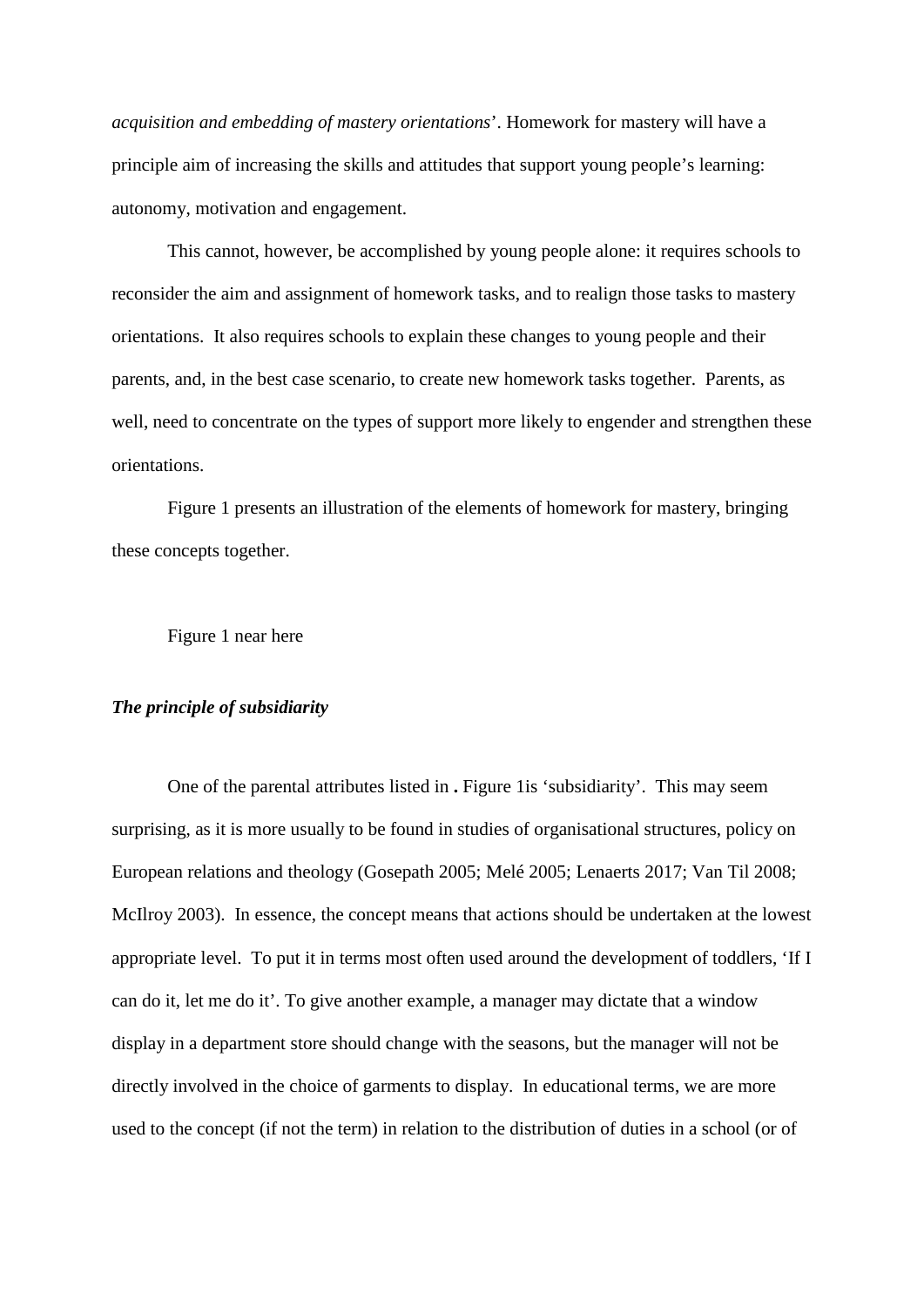*acquisition and embedding of mastery orientations*'. Homework for mastery will have a principle aim of increasing the skills and attitudes that support young people's learning: autonomy, motivation and engagement.

This cannot, however, be accomplished by young people alone: it requires schools to reconsider the aim and assignment of homework tasks, and to realign those tasks to mastery orientations. It also requires schools to explain these changes to young people and their parents, and, in the best case scenario, to create new homework tasks together. Parents, as well, need to concentrate on the types of support more likely to engender and strengthen these orientations.

Figure 1 presents an illustration of the elements of homework for mastery, bringing these concepts together.

Figure 1 near here

***The principle of subsidiarity***

One of the parental attributes listed in **.** Figure 1is 'subsidiarity'. This may seem surprising, as it is more usually to be found in studies of organisational structures, policy on European relations and theology (Gosepath 2005; Melé 2005; Lenaerts 2017; Van Til 2008; McIlroy 2003). In essence, the concept means that actions should be undertaken at the lowest appropriate level. To put it in terms most often used around the development of toddlers, 'If I can do it, let me do it'. To give another example, a manager may dictate that a window display in a department store should change with the seasons, but the manager will not be directly involved in the choice of garments to display. In educational terms, we are more used to the concept (if not the term) in relation to the distribution of duties in a school (or of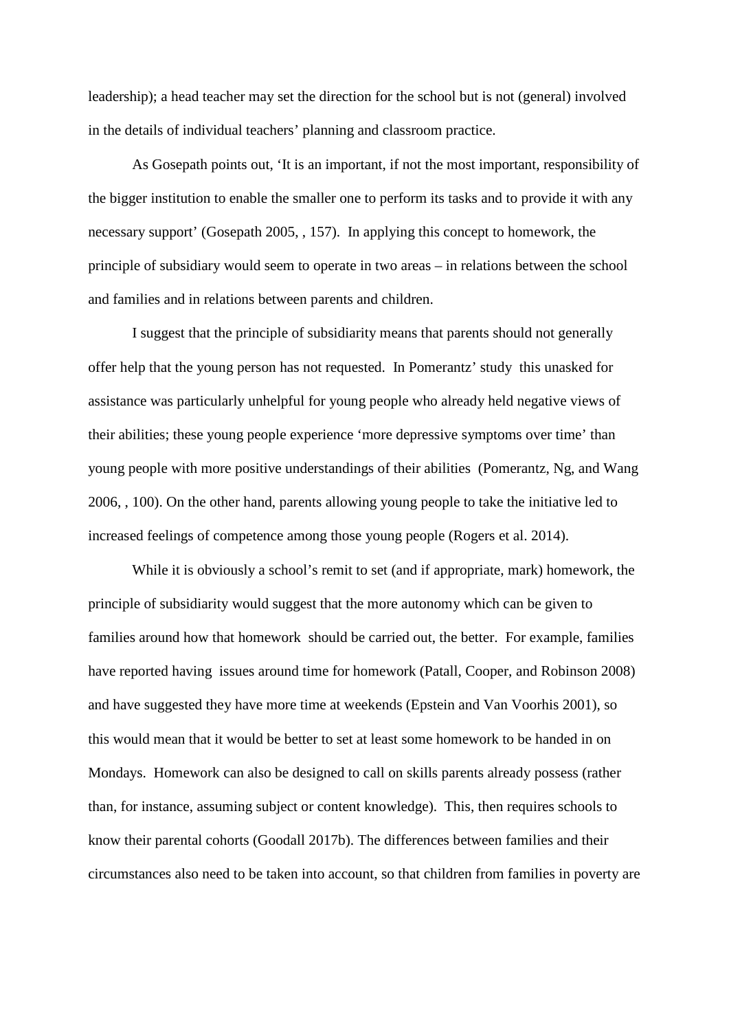leadership); a head teacher may set the direction for the school but is not (general) involved in the details of individual teachers' planning and classroom practice.

As Gosepath points out, 'It is an important, if not the most important, responsibility of the bigger institution to enable the smaller one to perform its tasks and to provide it with any necessary support' (Gosepath 2005, , 157). In applying this concept to homework, the principle of subsidiary would seem to operate in two areas – in relations between the school and families and in relations between parents and children.

I suggest that the principle of subsidiarity means that parents should not generally offer help that the young person has not requested. In Pomerantz' study this unasked for assistance was particularly unhelpful for young people who already held negative views of their abilities; these young people experience 'more depressive symptoms over time' than young people with more positive understandings of their abilities (Pomerantz, Ng, and Wang 2006, , 100). On the other hand, parents allowing young people to take the initiative led to increased feelings of competence among those young people (Rogers et al. 2014).

While it is obviously a school's remit to set (and if appropriate, mark) homework, the principle of subsidiarity would suggest that the more autonomy which can be given to families around how that homework should be carried out, the better. For example, families have reported having issues around time for homework (Patall, Cooper, and Robinson 2008) and have suggested they have more time at weekends (Epstein and Van Voorhis 2001), so this would mean that it would be better to set at least some homework to be handed in on Mondays. Homework can also be designed to call on skills parents already possess (rather than, for instance, assuming subject or content knowledge). This, then requires schools to know their parental cohorts (Goodall 2017b). The differences between families and their circumstances also need to be taken into account, so that children from families in poverty are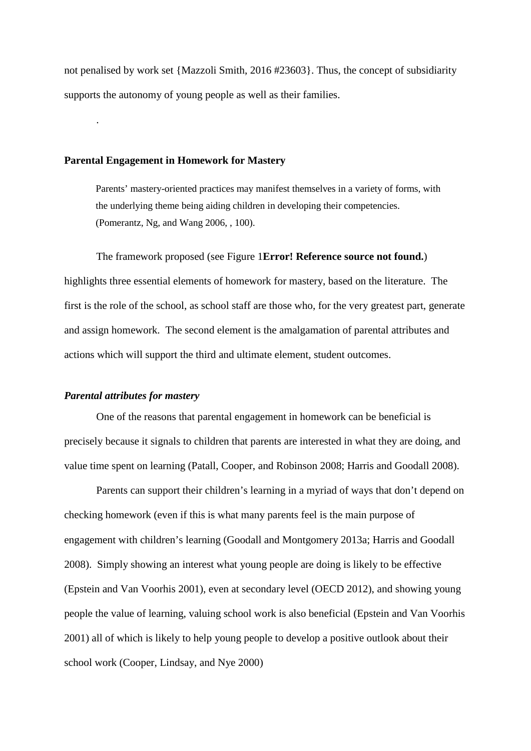not penalised by work set {Mazzoli Smith, 2016 #23603}. Thus, the concept of subsidiarity supports the autonomy of young people as well as their families.

.

## Parental Engagement in Homework for Mastery

> Parents' mastery-oriented practices may manifest themselves in a variety of forms, with the underlying theme being aiding children in developing their competencies. (Pomerantz, Ng, and Wang 2006, , 100).

The framework proposed (see Figure 1**Error! Reference source not found.**) highlights three essential elements of homework for mastery, based on the literature. The first is the role of the school, as school staff are those who, for the very greatest part, generate and assign homework. The second element is the amalgamation of parental attributes and actions which will support the third and ultimate element, student outcomes.

### *Parental attributes for mastery*

One of the reasons that parental engagement in homework can be beneficial is precisely because it signals to children that parents are interested in what they are doing, and value time spent on learning (Patall, Cooper, and Robinson 2008; Harris and Goodall 2008).

Parents can support their children's learning in a myriad of ways that don't depend on checking homework (even if this is what many parents feel is the main purpose of engagement with children's learning (Goodall and Montgomery 2013a; Harris and Goodall 2008). Simply showing an interest what young people are doing is likely to be effective (Epstein and Van Voorhis 2001), even at secondary level (OECD 2012), and showing young people the value of learning, valuing school work is also beneficial (Epstein and Van Voorhis 2001) all of which is likely to help young people to develop a positive outlook about their school work (Cooper, Lindsay, and Nye 2000)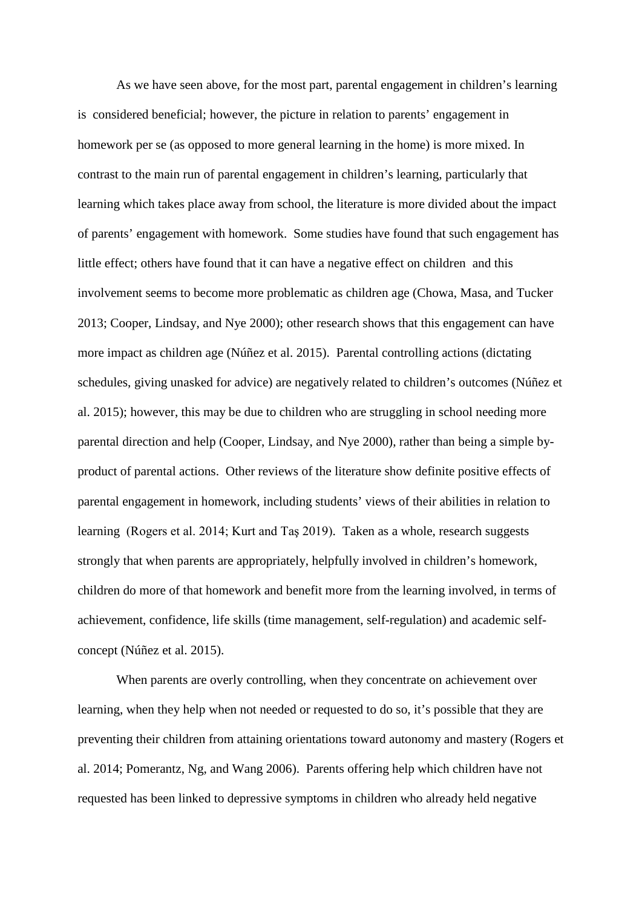As we have seen above, for the most part, parental engagement in children's learning is considered beneficial; however, the picture in relation to parents' engagement in homework per se (as opposed to more general learning in the home) is more mixed. In contrast to the main run of parental engagement in children's learning, particularly that learning which takes place away from school, the literature is more divided about the impact of parents' engagement with homework. Some studies have found that such engagement has little effect; others have found that it can have a negative effect on children and this involvement seems to become more problematic as children age (Chowa, Masa, and Tucker 2013; Cooper, Lindsay, and Nye 2000); other research shows that this engagement can have more impact as children age (Núñez et al. 2015). Parental controlling actions (dictating schedules, giving unasked for advice) are negatively related to children's outcomes (Núñez et al. 2015); however, this may be due to children who are struggling in school needing more parental direction and help (Cooper, Lindsay, and Nye 2000), rather than being a simple by-product of parental actions. Other reviews of the literature show definite positive effects of parental engagement in homework, including students' views of their abilities in relation to learning (Rogers et al. 2014; Kurt and Taş 2019). Taken as a whole, research suggests strongly that when parents are appropriately, helpfully involved in children's homework, children do more of that homework and benefit more from the learning involved, in terms of achievement, confidence, life skills (time management, self-regulation) and academic self-concept (Núñez et al. 2015).

When parents are overly controlling, when they concentrate on achievement over learning, when they help when not needed or requested to do so, it's possible that they are preventing their children from attaining orientations toward autonomy and mastery (Rogers et al. 2014; Pomerantz, Ng, and Wang 2006). Parents offering help which children have not requested has been linked to depressive symptoms in children who already held negative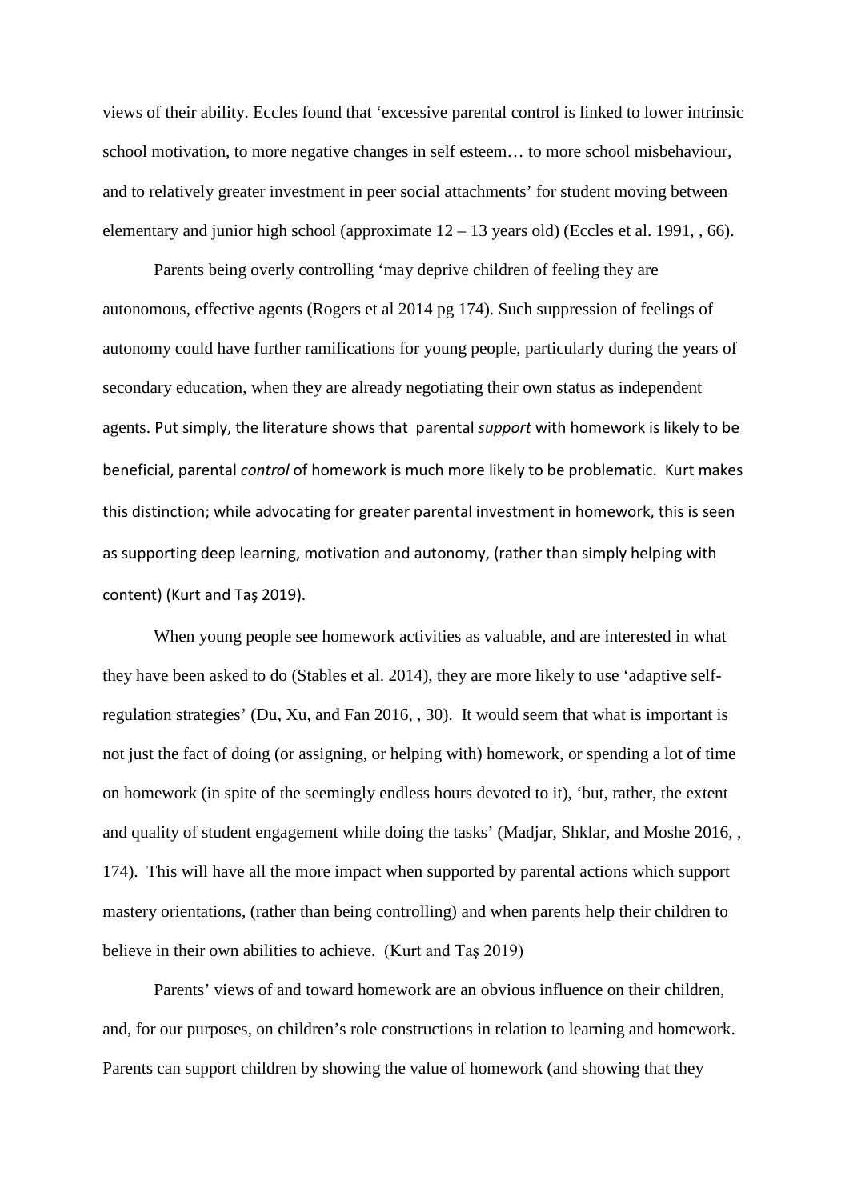views of their ability. Eccles found that 'excessive parental control is linked to lower intrinsic school motivation, to more negative changes in self esteem… to more school misbehaviour, and to relatively greater investment in peer social attachments' for student moving between elementary and junior high school (approximate 12 – 13 years old) (Eccles et al. 1991, , 66).

Parents being overly controlling 'may deprive children of feeling they are autonomous, effective agents (Rogers et al 2014 pg 174). Such suppression of feelings of autonomy could have further ramifications for young people, particularly during the years of secondary education, when they are already negotiating their own status as independent agents. Put simply, the literature shows that parental *support* with homework is likely to be beneficial, parental *control* of homework is much more likely to be problematic. Kurt makes this distinction; while advocating for greater parental investment in homework, this is seen as supporting deep learning, motivation and autonomy, (rather than simply helping with content) (Kurt and Taş 2019).

When young people see homework activities as valuable, and are interested in what they have been asked to do (Stables et al. 2014), they are more likely to use 'adaptive self-regulation strategies' (Du, Xu, and Fan 2016, , 30). It would seem that what is important is not just the fact of doing (or assigning, or helping with) homework, or spending a lot of time on homework (in spite of the seemingly endless hours devoted to it), 'but, rather, the extent and quality of student engagement while doing the tasks' (Madjar, Shklar, and Moshe 2016, , 174). This will have all the more impact when supported by parental actions which support mastery orientations, (rather than being controlling) and when parents help their children to believe in their own abilities to achieve. (Kurt and Taş 2019)

Parents' views of and toward homework are an obvious influence on their children, and, for our purposes, on children's role constructions in relation to learning and homework. Parents can support children by showing the value of homework (and showing that they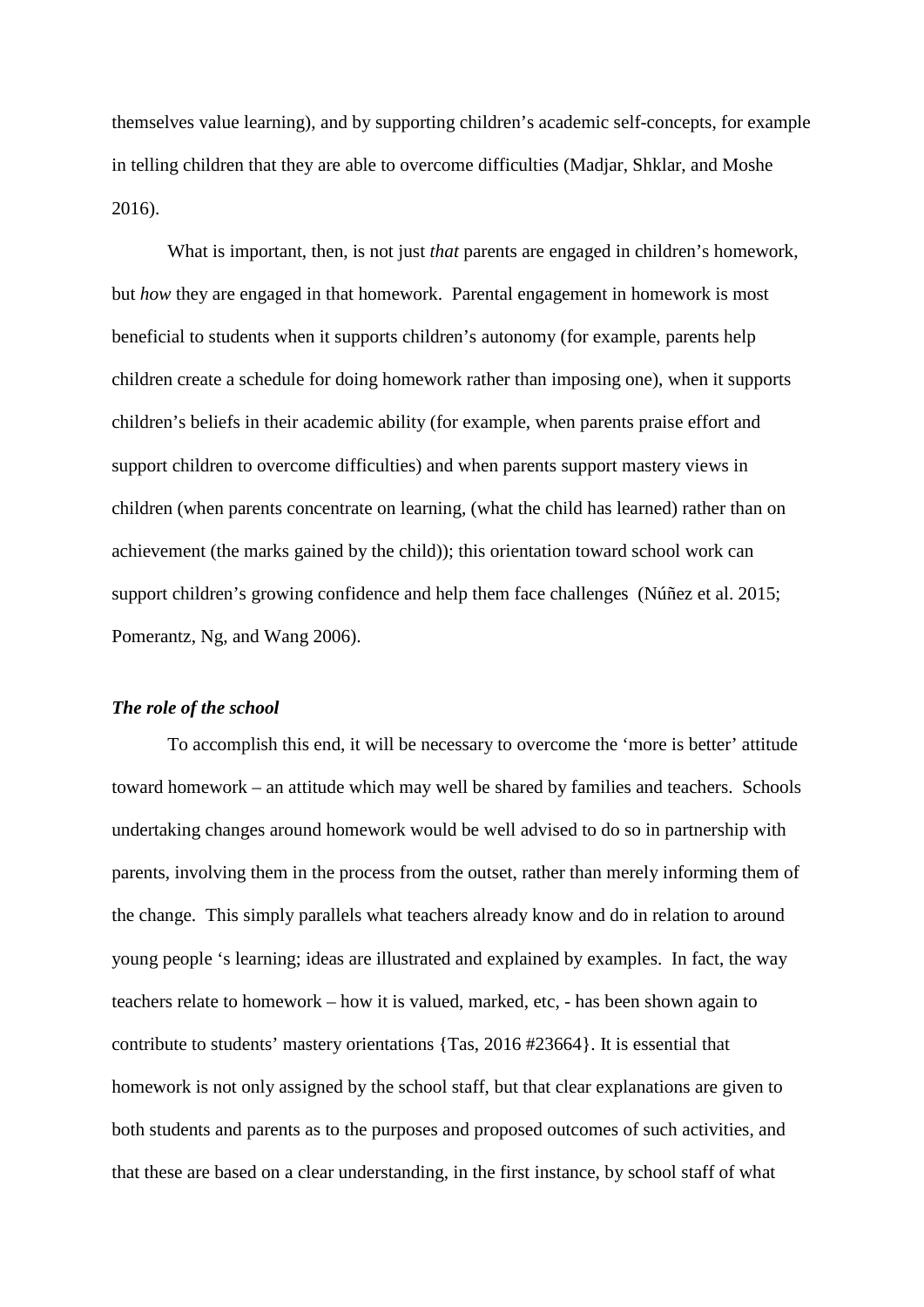themselves value learning), and by supporting children's academic self-concepts, for example in telling children that they are able to overcome difficulties (Madjar, Shklar, and Moshe 2016).

What is important, then, is not just *that* parents are engaged in children's homework, but *how* they are engaged in that homework. Parental engagement in homework is most beneficial to students when it supports children's autonomy (for example, parents help children create a schedule for doing homework rather than imposing one), when it supports children's beliefs in their academic ability (for example, when parents praise effort and support children to overcome difficulties) and when parents support mastery views in children (when parents concentrate on learning, (what the child has learned) rather than on achievement (the marks gained by the child)); this orientation toward school work can support children's growing confidence and help them face challenges (Núñez et al. 2015; Pomerantz, Ng, and Wang 2006).

### ***The role of the school***

To accomplish this end, it will be necessary to overcome the 'more is better' attitude toward homework – an attitude which may well be shared by families and teachers. Schools undertaking changes around homework would be well advised to do so in partnership with parents, involving them in the process from the outset, rather than merely informing them of the change. This simply parallels what teachers already know and do in relation to around young people 's learning; ideas are illustrated and explained by examples. In fact, the way teachers relate to homework – how it is valued, marked, etc, - has been shown again to contribute to students' mastery orientations {Tas, 2016 #23664}. It is essential that homework is not only assigned by the school staff, but that clear explanations are given to both students and parents as to the purposes and proposed outcomes of such activities, and that these are based on a clear understanding, in the first instance, by school staff of what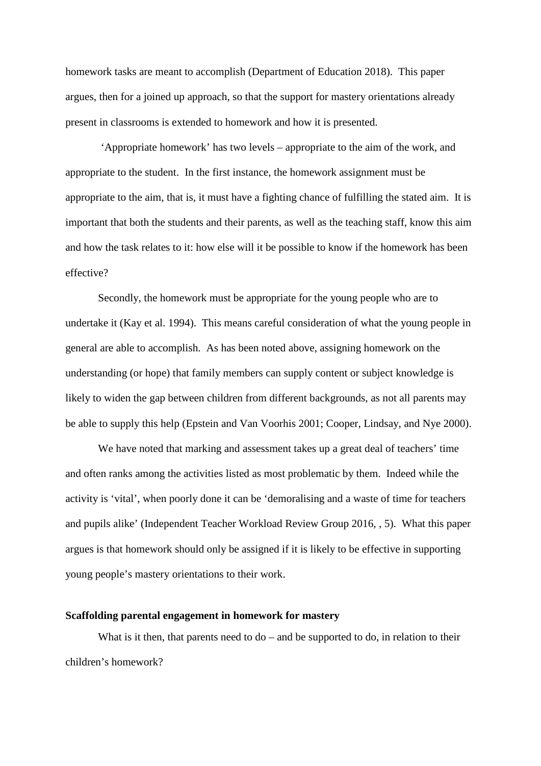homework tasks are meant to accomplish (Department of Education 2018). This paper argues, then for a joined up approach, so that the support for mastery orientations already present in classrooms is extended to homework and how it is presented.

'Appropriate homework' has two levels – appropriate to the aim of the work, and appropriate to the student. In the first instance, the homework assignment must be appropriate to the aim, that is, it must have a fighting chance of fulfilling the stated aim. It is important that both the students and their parents, as well as the teaching staff, know this aim and how the task relates to it: how else will it be possible to know if the homework has been effective?

Secondly, the homework must be appropriate for the young people who are to undertake it (Kay et al. 1994). This means careful consideration of what the young people in general are able to accomplish. As has been noted above, assigning homework on the understanding (or hope) that family members can supply content or subject knowledge is likely to widen the gap between children from different backgrounds, as not all parents may be able to supply this help (Epstein and Van Voorhis 2001; Cooper, Lindsay, and Nye 2000).

We have noted that marking and assessment takes up a great deal of teachers' time and often ranks among the activities listed as most problematic by them. Indeed while the activity is 'vital', when poorly done it can be 'demoralising and a waste of time for teachers and pupils alike' (Independent Teacher Workload Review Group 2016, , 5). What this paper argues is that homework should only be assigned if it is likely to be effective in supporting young people's mastery orientations to their work.

**Scaffolding parental engagement in homework for mastery**

What is it then, that parents need to do – and be supported to do, in relation to their children's homework?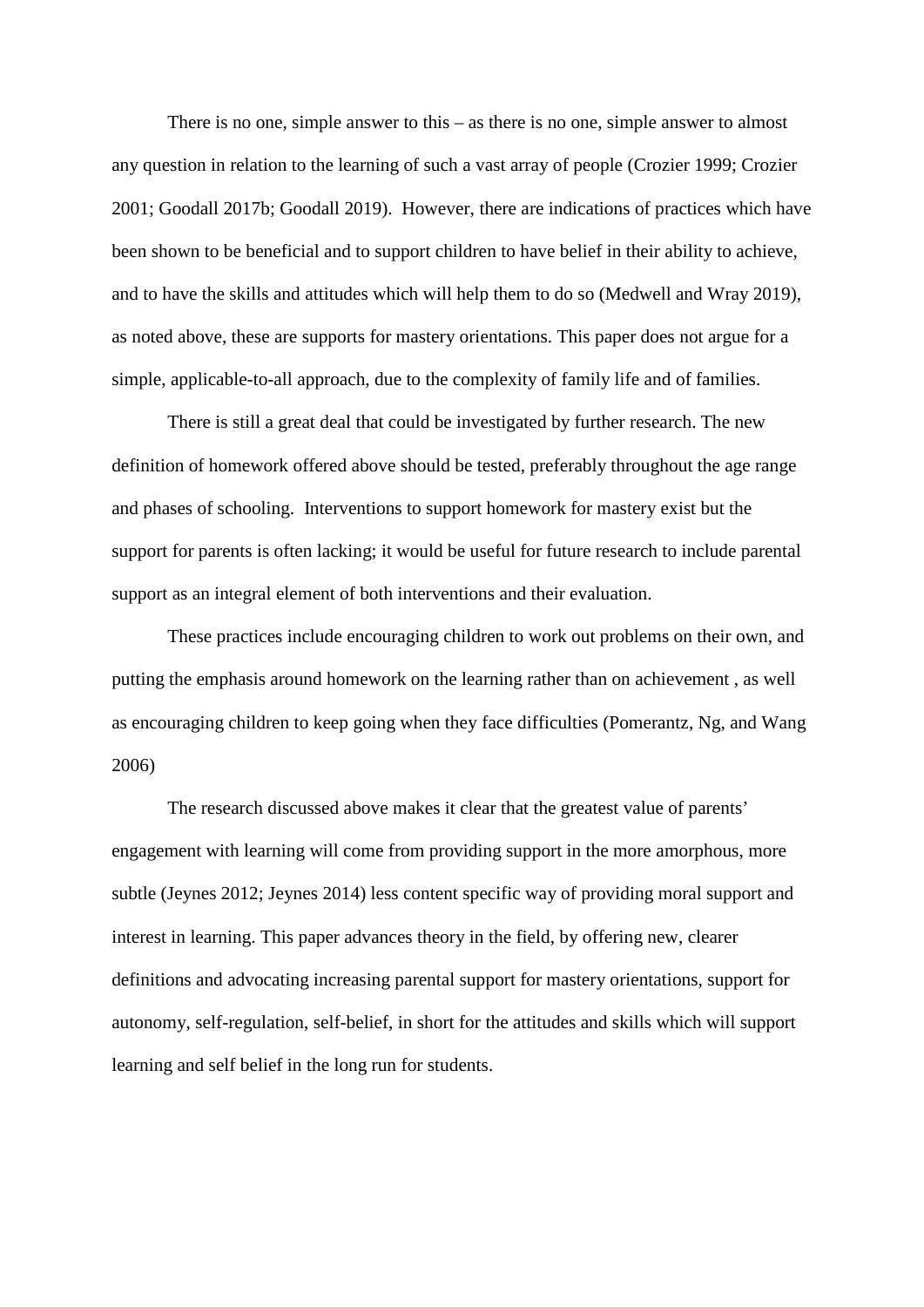There is no one, simple answer to this – as there is no one, simple answer to almost any question in relation to the learning of such a vast array of people (Crozier 1999; Crozier 2001; Goodall 2017b; Goodall 2019). However, there are indications of practices which have been shown to be beneficial and to support children to have belief in their ability to achieve, and to have the skills and attitudes which will help them to do so (Medwell and Wray 2019), as noted above, these are supports for mastery orientations. This paper does not argue for a simple, applicable-to-all approach, due to the complexity of family life and of families.

There is still a great deal that could be investigated by further research. The new definition of homework offered above should be tested, preferably throughout the age range and phases of schooling. Interventions to support homework for mastery exist but the support for parents is often lacking; it would be useful for future research to include parental support as an integral element of both interventions and their evaluation.

These practices include encouraging children to work out problems on their own, and putting the emphasis around homework on the learning rather than on achievement , as well as encouraging children to keep going when they face difficulties (Pomerantz, Ng, and Wang 2006)

The research discussed above makes it clear that the greatest value of parents' engagement with learning will come from providing support in the more amorphous, more subtle (Jeynes 2012; Jeynes 2014) less content specific way of providing moral support and interest in learning. This paper advances theory in the field, by offering new, clearer definitions and advocating increasing parental support for mastery orientations, support for autonomy, self-regulation, self-belief, in short for the attitudes and skills which will support learning and self belief in the long run for students.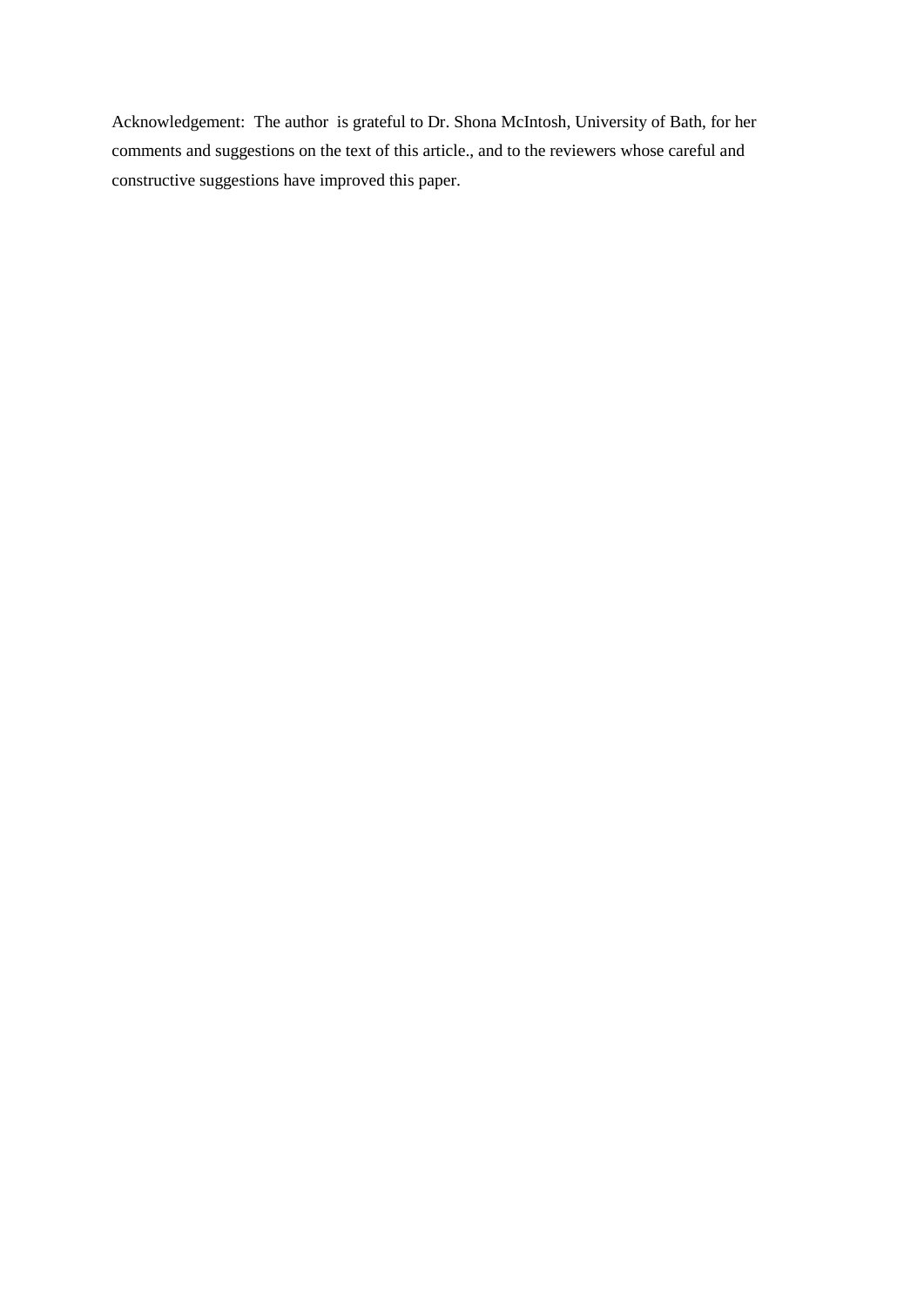Acknowledgement: The author is grateful to Dr. Shona McIntosh, University of Bath, for her comments and suggestions on the text of this article., and to the reviewers whose careful and constructive suggestions have improved this paper.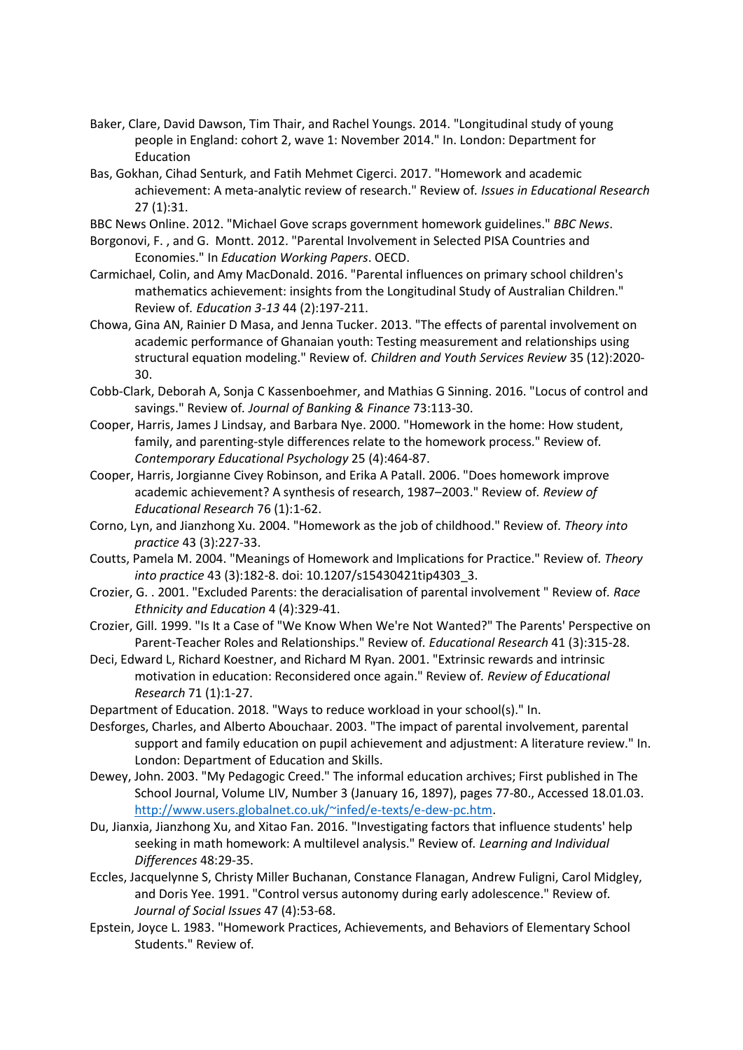Baker, Clare, David Dawson, Tim Thair, and Rachel Youngs. 2014. "Longitudinal study of young people in England: cohort 2, wave 1: November 2014." In. London: Department for Education

Bas, Gokhan, Cihad Senturk, and Fatih Mehmet Cigerci. 2017. "Homework and academic achievement: A meta-analytic review of research." Review of. *Issues in Educational Research* 27 (1):31.

BBC News Online. 2012. "Michael Gove scraps government homework guidelines." *BBC News*.

Borgonovi, F. , and G. Montt. 2012. "Parental Involvement in Selected PISA Countries and Economies." In *Education Working Papers*. OECD.

Carmichael, Colin, and Amy MacDonald. 2016. "Parental influences on primary school children's mathematics achievement: insights from the Longitudinal Study of Australian Children." Review of. *Education 3-13* 44 (2):197-211.

Chowa, Gina AN, Rainier D Masa, and Jenna Tucker. 2013. "The effects of parental involvement on academic performance of Ghanaian youth: Testing measurement and relationships using structural equation modeling." Review of. *Children and Youth Services Review* 35 (12):2020-30.

Cobb-Clark, Deborah A, Sonja C Kassenboehmer, and Mathias G Sinning. 2016. "Locus of control and savings." Review of. *Journal of Banking & Finance* 73:113-30.

Cooper, Harris, James J Lindsay, and Barbara Nye. 2000. "Homework in the home: How student, family, and parenting-style differences relate to the homework process." Review of. *Contemporary Educational Psychology* 25 (4):464-87.

Cooper, Harris, Jorgianne Civey Robinson, and Erika A Patall. 2006. "Does homework improve academic achievement? A synthesis of research, 1987–2003." Review of. *Review of Educational Research* 76 (1):1-62.

Corno, Lyn, and Jianzhong Xu. 2004. "Homework as the job of childhood." Review of. *Theory into practice* 43 (3):227-33.

Coutts, Pamela M. 2004. "Meanings of Homework and Implications for Practice." Review of. *Theory into practice* 43 (3):182-8. doi: 10.1207/s15430421tip4303_3.

Crozier, G. . 2001. "Excluded Parents: the deracialisation of parental involvement " Review of. *Race Ethnicity and Education* 4 (4):329-41.

Crozier, Gill. 1999. "Is It a Case of "We Know When We're Not Wanted?" The Parents' Perspective on Parent-Teacher Roles and Relationships." Review of. *Educational Research* 41 (3):315-28.

Deci, Edward L, Richard Koestner, and Richard M Ryan. 2001. "Extrinsic rewards and intrinsic motivation in education: Reconsidered once again." Review of. *Review of Educational Research* 71 (1):1-27.

Department of Education. 2018. "Ways to reduce workload in your school(s)." In.

Desforges, Charles, and Alberto Abouchaar. 2003. "The impact of parental involvement, parental support and family education on pupil achievement and adjustment: A literature review." In. London: Department of Education and Skills.

Dewey, John. 2003. "My Pedagogic Creed." The informal education archives; First published in The School Journal, Volume LIV, Number 3 (January 16, 1897), pages 77-80., Accessed 18.01.03. http://www.users.globalnet.co.uk/~infed/e-texts/e-dew-pc.htm.

Du, Jianxia, Jianzhong Xu, and Xitao Fan. 2016. "Investigating factors that influence students' help seeking in math homework: A multilevel analysis." Review of. *Learning and Individual Differences* 48:29-35.

Eccles, Jacquelynne S, Christy Miller Buchanan, Constance Flanagan, Andrew Fuligni, Carol Midgley, and Doris Yee. 1991. "Control versus autonomy during early adolescence." Review of. *Journal of Social Issues* 47 (4):53-68.

Epstein, Joyce L. 1983. "Homework Practices, Achievements, and Behaviors of Elementary School Students." Review of.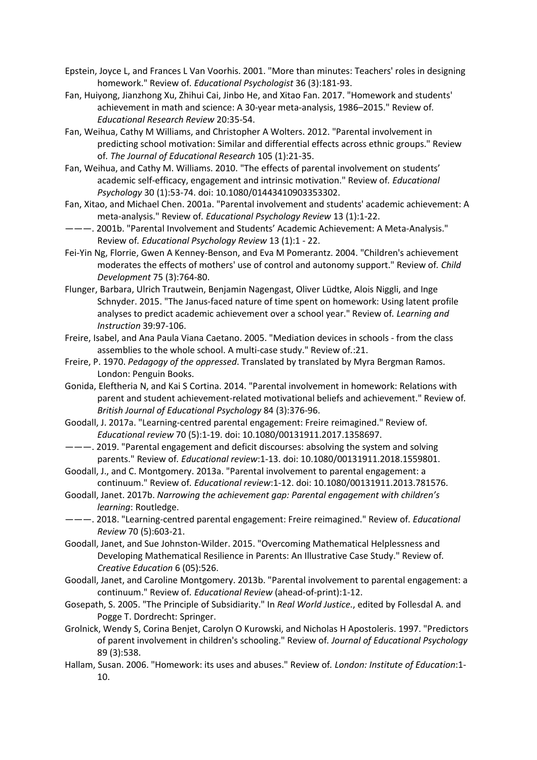Epstein, Joyce L, and Frances L Van Voorhis. 2001. "More than minutes: Teachers' roles in designing homework." Review of. *Educational Psychologist* 36 (3):181-93.

Fan, Huiyong, Jianzhong Xu, Zhihui Cai, Jinbo He, and Xitao Fan. 2017. "Homework and students' achievement in math and science: A 30-year meta-analysis, 1986–2015." Review of. *Educational Research Review* 20:35-54.

Fan, Weihua, Cathy M Williams, and Christopher A Wolters. 2012. "Parental involvement in predicting school motivation: Similar and differential effects across ethnic groups." Review of. *The Journal of Educational Research* 105 (1):21-35.

Fan, Weihua, and Cathy M. Williams. 2010. "The effects of parental involvement on students' academic self-efficacy, engagement and intrinsic motivation." Review of. *Educational Psychology* 30 (1):53-74. doi: 10.1080/01443410903353302.

Fan, Xitao, and Michael Chen. 2001a. "Parental involvement and students' academic achievement: A meta-analysis." Review of. *Educational Psychology Review* 13 (1):1-22.

———. 2001b. "Parental Involvement and Students' Academic Achievement: A Meta-Analysis." Review of. *Educational Psychology Review* 13 (1):1 - 22.

Fei-Yin Ng, Florrie, Gwen A Kenney-Benson, and Eva M Pomerantz. 2004. "Children's achievement moderates the effects of mothers' use of control and autonomy support." Review of. *Child Development* 75 (3):764-80.

Flunger, Barbara, Ulrich Trautwein, Benjamin Nagengast, Oliver Lüdtke, Alois Niggli, and Inge Schnyder. 2015. "The Janus-faced nature of time spent on homework: Using latent profile analyses to predict academic achievement over a school year." Review of. *Learning and Instruction* 39:97-106.

Freire, Isabel, and Ana Paula Viana Caetano. 2005. "Mediation devices in schools - from the class assemblies to the whole school. A multi-case study." Review of.:21.

Freire, P. 1970. *Pedagogy of the oppressed*. Translated by translated by Myra Bergman Ramos. London: Penguin Books.

Gonida, Eleftheria N, and Kai S Cortina. 2014. "Parental involvement in homework: Relations with parent and student achievement-related motivational beliefs and achievement." Review of. *British Journal of Educational Psychology* 84 (3):376-96.

Goodall, J. 2017a. "Learning-centred parental engagement: Freire reimagined." Review of. *Educational review* 70 (5):1-19. doi: 10.1080/00131911.2017.1358697.

———. 2019. "Parental engagement and deficit discourses: absolving the system and solving parents." Review of. *Educational review*:1-13. doi: 10.1080/00131911.2018.1559801.

Goodall, J., and C. Montgomery. 2013a. "Parental involvement to parental engagement: a continuum." Review of. *Educational review*:1-12. doi: 10.1080/00131911.2013.781576.

Goodall, Janet. 2017b. *Narrowing the achievement gap: Parental engagement with children's learning*: Routledge.

———. 2018. "Learning-centred parental engagement: Freire reimagined." Review of. *Educational Review* 70 (5):603-21.

Goodall, Janet, and Sue Johnston-Wilder. 2015. "Overcoming Mathematical Helplessness and Developing Mathematical Resilience in Parents: An Illustrative Case Study." Review of. *Creative Education* 6 (05):526.

Goodall, Janet, and Caroline Montgomery. 2013b. "Parental involvement to parental engagement: a continuum." Review of. *Educational Review* (ahead-of-print):1-12.

Gosepath, S. 2005. "The Principle of Subsidiarity." In *Real World Justice.*, edited by Follesdal A. and Pogge T. Dordrecht: Springer.

Grolnick, Wendy S, Corina Benjet, Carolyn O Kurowski, and Nicholas H Apostoleris. 1997. "Predictors of parent involvement in children's schooling." Review of. *Journal of Educational Psychology* 89 (3):538.

Hallam, Susan. 2006. "Homework: its uses and abuses." Review of. *London: Institute of Education*:1-10.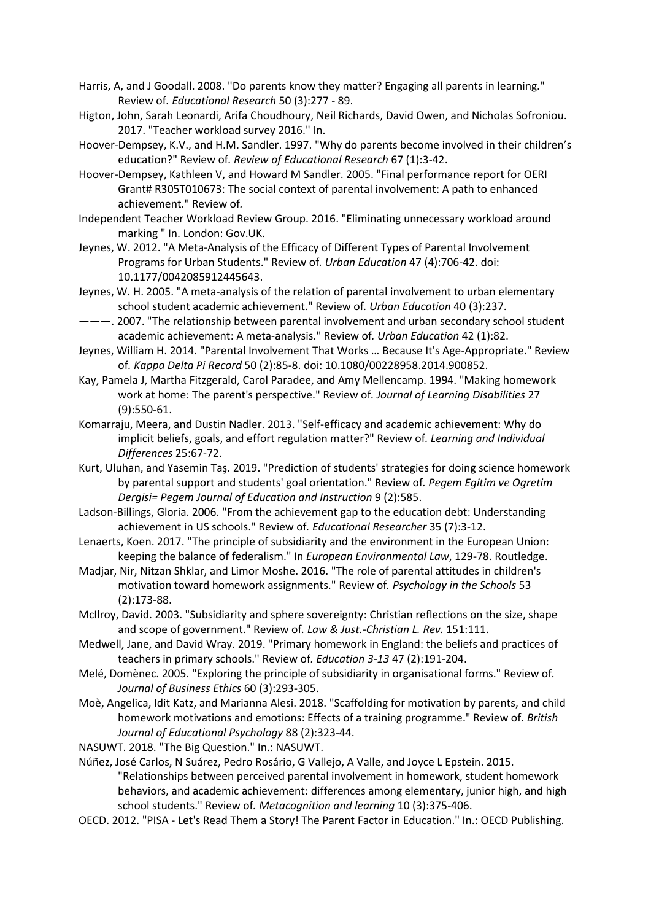Harris, A, and J Goodall. 2008. "Do parents know they matter? Engaging all parents in learning." Review of. *Educational Research* 50 (3):277 - 89.

Higton, John, Sarah Leonardi, Arifa Choudhoury, Neil Richards, David Owen, and Nicholas Sofroniou. 2017. "Teacher workload survey 2016." In.

Hoover-Dempsey, K.V., and H.M. Sandler. 1997. "Why do parents become involved in their children's education?" Review of. *Review of Educational Research* 67 (1):3-42.

Hoover-Dempsey, Kathleen V, and Howard M Sandler. 2005. "Final performance report for OERI Grant# R305T010673: The social context of parental involvement: A path to enhanced achievement." Review of.

Independent Teacher Workload Review Group. 2016. "Eliminating unnecessary workload around marking " In. London: Gov.UK.

Jeynes, W. 2012. "A Meta-Analysis of the Efficacy of Different Types of Parental Involvement Programs for Urban Students." Review of. *Urban Education* 47 (4):706-42. doi: 10.1177/0042085912445643.

Jeynes, W. H. 2005. "A meta-analysis of the relation of parental involvement to urban elementary school student academic achievement." Review of. *Urban Education* 40 (3):237.

———. 2007. "The relationship between parental involvement and urban secondary school student academic achievement: A meta-analysis." Review of. *Urban Education* 42 (1):82.

Jeynes, William H. 2014. "Parental Involvement That Works … Because It's Age-Appropriate." Review of. *Kappa Delta Pi Record* 50 (2):85-8. doi: 10.1080/00228958.2014.900852.

Kay, Pamela J, Martha Fitzgerald, Carol Paradee, and Amy Mellencamp. 1994. "Making homework work at home: The parent's perspective." Review of. *Journal of Learning Disabilities* 27 (9):550-61.

Komarraju, Meera, and Dustin Nadler. 2013. "Self-efficacy and academic achievement: Why do implicit beliefs, goals, and effort regulation matter?" Review of. *Learning and Individual Differences* 25:67-72.

Kurt, Uluhan, and Yasemin Taş. 2019. "Prediction of students' strategies for doing science homework by parental support and students' goal orientation." Review of. *Pegem Egitim ve Ogretim Dergisi= Pegem Journal of Education and Instruction* 9 (2):585.

Ladson-Billings, Gloria. 2006. "From the achievement gap to the education debt: Understanding achievement in US schools." Review of. *Educational Researcher* 35 (7):3-12.

Lenaerts, Koen. 2017. "The principle of subsidiarity and the environment in the European Union: keeping the balance of federalism." In *European Environmental Law*, 129-78. Routledge.

Madjar, Nir, Nitzan Shklar, and Limor Moshe. 2016. "The role of parental attitudes in children's motivation toward homework assignments." Review of. *Psychology in the Schools* 53 (2):173-88.

McIlroy, David. 2003. "Subsidiarity and sphere sovereignty: Christian reflections on the size, shape and scope of government." Review of. *Law & Just.-Christian L. Rev.* 151:111.

Medwell, Jane, and David Wray. 2019. "Primary homework in England: the beliefs and practices of teachers in primary schools." Review of. *Education 3-13* 47 (2):191-204.

Melé, Domènec. 2005. "Exploring the principle of subsidiarity in organisational forms." Review of. *Journal of Business Ethics* 60 (3):293-305.

Moè, Angelica, Idit Katz, and Marianna Alesi. 2018. "Scaffolding for motivation by parents, and child homework motivations and emotions: Effects of a training programme." Review of. *British Journal of Educational Psychology* 88 (2):323-44.

NASUWT. 2018. "The Big Question." In.: NASUWT.

Núñez, José Carlos, N Suárez, Pedro Rosário, G Vallejo, A Valle, and Joyce L Epstein. 2015. "Relationships between perceived parental involvement in homework, student homework behaviors, and academic achievement: differences among elementary, junior high, and high school students." Review of. *Metacognition and learning* 10 (3):375-406.

OECD. 2012. "PISA - Let's Read Them a Story! The Parent Factor in Education." In.: OECD Publishing.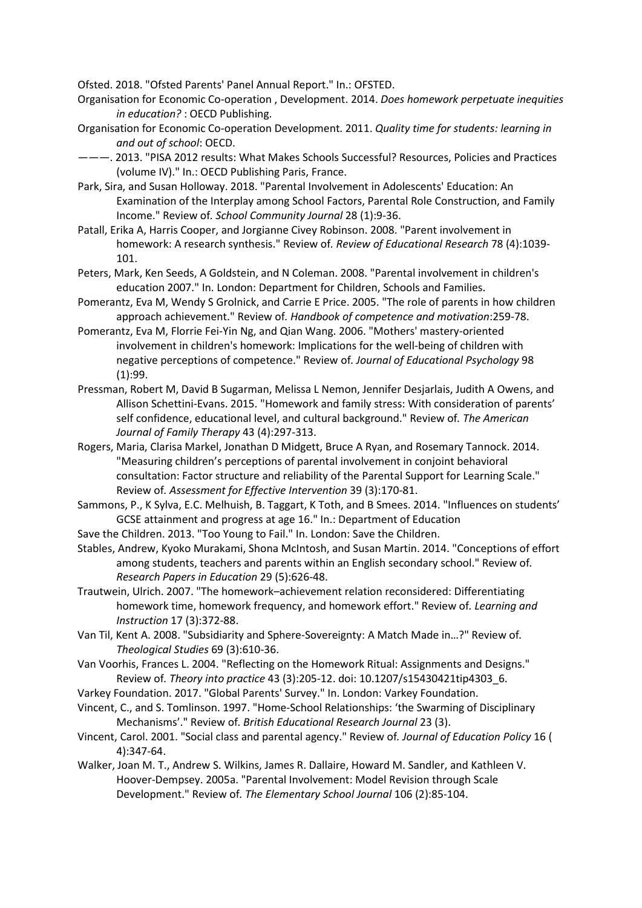Ofsted. 2018. "Ofsted Parents' Panel Annual Report." In.: OFSTED.

Organisation for Economic Co-operation , Development. 2014. *Does homework perpetuate inequities in education?* : OECD Publishing.

Organisation for Economic Co-operation Development. 2011. *Quality time for students: learning in and out of school*: OECD.

———. 2013. "PISA 2012 results: What Makes Schools Successful? Resources, Policies and Practices (volume IV)." In.: OECD Publishing Paris, France.

Park, Sira, and Susan Holloway. 2018. "Parental Involvement in Adolescents' Education: An Examination of the Interplay among School Factors, Parental Role Construction, and Family Income." Review of. *School Community Journal* 28 (1):9-36.

Patall, Erika A, Harris Cooper, and Jorgianne Civey Robinson. 2008. "Parent involvement in homework: A research synthesis." Review of. *Review of Educational Research* 78 (4):1039-101.

Peters, Mark, Ken Seeds, A Goldstein, and N Coleman. 2008. "Parental involvement in children's education 2007." In. London: Department for Children, Schools and Families.

Pomerantz, Eva M, Wendy S Grolnick, and Carrie E Price. 2005. "The role of parents in how children approach achievement." Review of. *Handbook of competence and motivation*:259-78.

Pomerantz, Eva M, Florrie Fei-Yin Ng, and Qian Wang. 2006. "Mothers' mastery-oriented involvement in children's homework: Implications for the well-being of children with negative perceptions of competence." Review of. *Journal of Educational Psychology* 98 (1):99.

Pressman, Robert M, David B Sugarman, Melissa L Nemon, Jennifer Desjarlais, Judith A Owens, and Allison Schettini-Evans. 2015. "Homework and family stress: With consideration of parents' self confidence, educational level, and cultural background." Review of. *The American Journal of Family Therapy* 43 (4):297-313.

Rogers, Maria, Clarisa Markel, Jonathan D Midgett, Bruce A Ryan, and Rosemary Tannock. 2014. "Measuring children's perceptions of parental involvement in conjoint behavioral consultation: Factor structure and reliability of the Parental Support for Learning Scale." Review of. *Assessment for Effective Intervention* 39 (3):170-81.

Sammons, P., K Sylva, E.C. Melhuish, B. Taggart, K Toth, and B Smees. 2014. "Influences on students' GCSE attainment and progress at age 16." In.: Department of Education

Save the Children. 2013. "Too Young to Fail." In. London: Save the Children.

Stables, Andrew, Kyoko Murakami, Shona McIntosh, and Susan Martin. 2014. "Conceptions of effort among students, teachers and parents within an English secondary school." Review of. *Research Papers in Education* 29 (5):626-48.

Trautwein, Ulrich. 2007. "The homework–achievement relation reconsidered: Differentiating homework time, homework frequency, and homework effort." Review of. *Learning and Instruction* 17 (3):372-88.

Van Til, Kent A. 2008. "Subsidiarity and Sphere-Sovereignty: A Match Made in…?" Review of. *Theological Studies* 69 (3):610-36.

Van Voorhis, Frances L. 2004. "Reflecting on the Homework Ritual: Assignments and Designs." Review of. *Theory into practice* 43 (3):205-12. doi: 10.1207/s15430421tip4303_6.

Varkey Foundation. 2017. "Global Parents' Survey." In. London: Varkey Foundation.

Vincent, C., and S. Tomlinson. 1997. "Home-School Relationships: 'the Swarming of Disciplinary Mechanisms'." Review of. *British Educational Research Journal* 23 (3).

Vincent, Carol. 2001. "Social class and parental agency." Review of. *Journal of Education Policy* 16 ( 4):347-64.

Walker, Joan M. T., Andrew S. Wilkins, James R. Dallaire, Howard M. Sandler, and Kathleen V. Hoover-Dempsey. 2005a. "Parental Involvement: Model Revision through Scale Development." Review of. *The Elementary School Journal* 106 (2):85-104.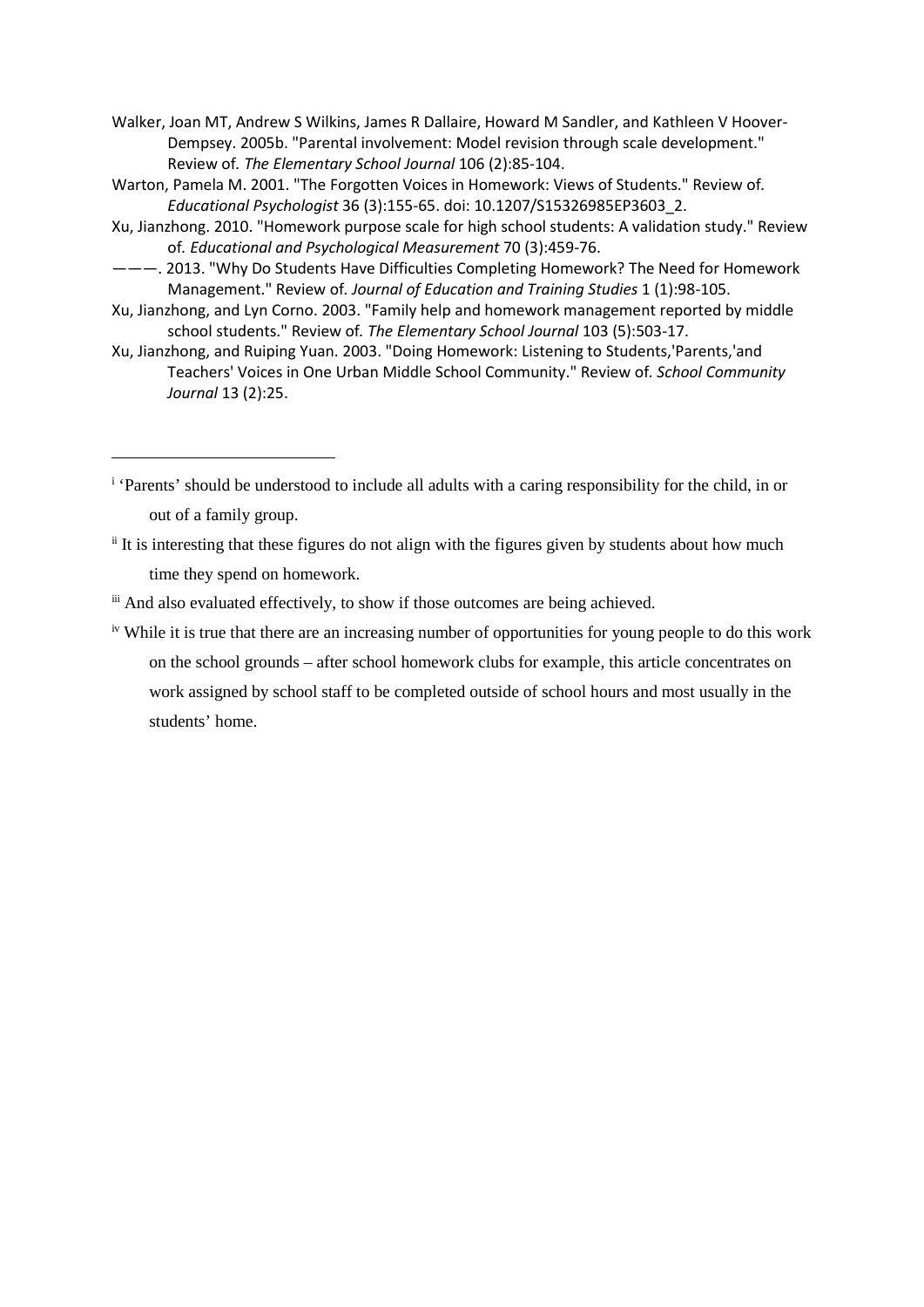Walker, Joan MT, Andrew S Wilkins, James R Dallaire, Howard M Sandler, and Kathleen V Hoover-Dempsey. 2005b. "Parental involvement: Model revision through scale development." Review of. *The Elementary School Journal* 106 (2):85-104.

Warton, Pamela M. 2001. "The Forgotten Voices in Homework: Views of Students." Review of. *Educational Psychologist* 36 (3):155-65. doi: 10.1207/S15326985EP3603_2.

Xu, Jianzhong. 2010. "Homework purpose scale for high school students: A validation study." Review of. *Educational and Psychological Measurement* 70 (3):459-76.

———. 2013. "Why Do Students Have Difficulties Completing Homework? The Need for Homework Management." Review of. *Journal of Education and Training Studies* 1 (1):98-105.

Xu, Jianzhong, and Lyn Corno. 2003. "Family help and homework management reported by middle school students." Review of. *The Elementary School Journal* 103 (5):503-17.

Xu, Jianzhong, and Ruiping Yuan. 2003. "Doing Homework: Listening to Students,'Parents,'and Teachers' Voices in One Urban Middle School Community." Review of. *School Community Journal* 13 (2):25.

---

[i] 'Parents' should be understood to include all adults with a caring responsibility for the child, in or out of a family group.

[ii] It is interesting that these figures do not align with the figures given by students about how much time they spend on homework.

[iii] And also evaluated effectively, to show if those outcomes are being achieved.

[iv] While it is true that there are an increasing number of opportunities for young people to do this work on the school grounds – after school homework clubs for example, this article concentrates on work assigned by school staff to be completed outside of school hours and most usually in the students' home.